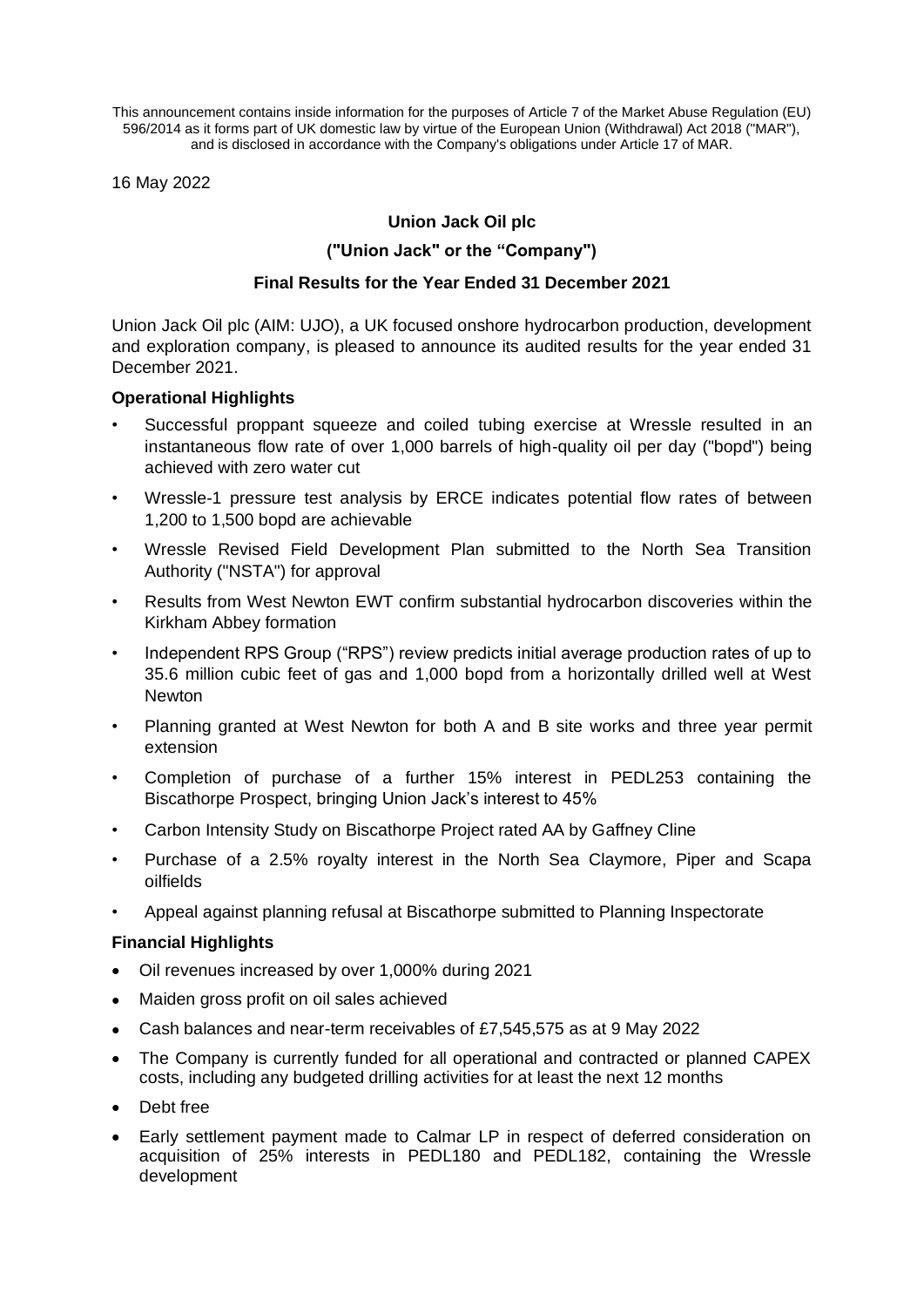This announcement contains inside information for the purposes of Article 7 of the Market Abuse Regulation (EU) 596/2014 as it forms part of UK domestic law by virtue of the European Union (Withdrawal) Act 2018 ("MAR"), and is disclosed in accordance with the Company's obligations under Article 17 of MAR.

16 May 2022

**Union Jack Oil plc**

**("Union Jack" or the "Company")**

**Final Results for the Year Ended 31 December 2021**

Union Jack Oil plc (AIM: UJO), a UK focused onshore hydrocarbon production, development and exploration company, is pleased to announce its audited results for the year ended 31 December 2021.

**Operational Highlights**

- Successful proppant squeeze and coiled tubing exercise at Wressle resulted in an instantaneous flow rate of over 1,000 barrels of high-quality oil per day ("bopd") being achieved with zero water cut
- Wressle-1 pressure test analysis by ERCE indicates potential flow rates of between 1,200 to 1,500 bopd are achievable
- Wressle Revised Field Development Plan submitted to the North Sea Transition Authority ("NSTA") for approval
- Results from West Newton EWT confirm substantial hydrocarbon discoveries within the Kirkham Abbey formation
- Independent RPS Group ("RPS") review predicts initial average production rates of up to 35.6 million cubic feet of gas and 1,000 bopd from a horizontally drilled well at West Newton
- Planning granted at West Newton for both A and B site works and three year permit extension
- Completion of purchase of a further 15% interest in PEDL253 containing the Biscathorpe Prospect, bringing Union Jack's interest to 45%
- Carbon Intensity Study on Biscathorpe Project rated AA by Gaffney Cline
- Purchase of a 2.5% royalty interest in the North Sea Claymore, Piper and Scapa oilfields
- Appeal against planning refusal at Biscathorpe submitted to Planning Inspectorate

**Financial Highlights**

- Oil revenues increased by over 1,000% during 2021
- Maiden gross profit on oil sales achieved
- Cash balances and near-term receivables of £7,545,575 as at 9 May 2022
- The Company is currently funded for all operational and contracted or planned CAPEX costs, including any budgeted drilling activities for at least the next 12 months
- Debt free
- Early settlement payment made to Calmar LP in respect of deferred consideration on acquisition of 25% interests in PEDL180 and PEDL182, containing the Wressle development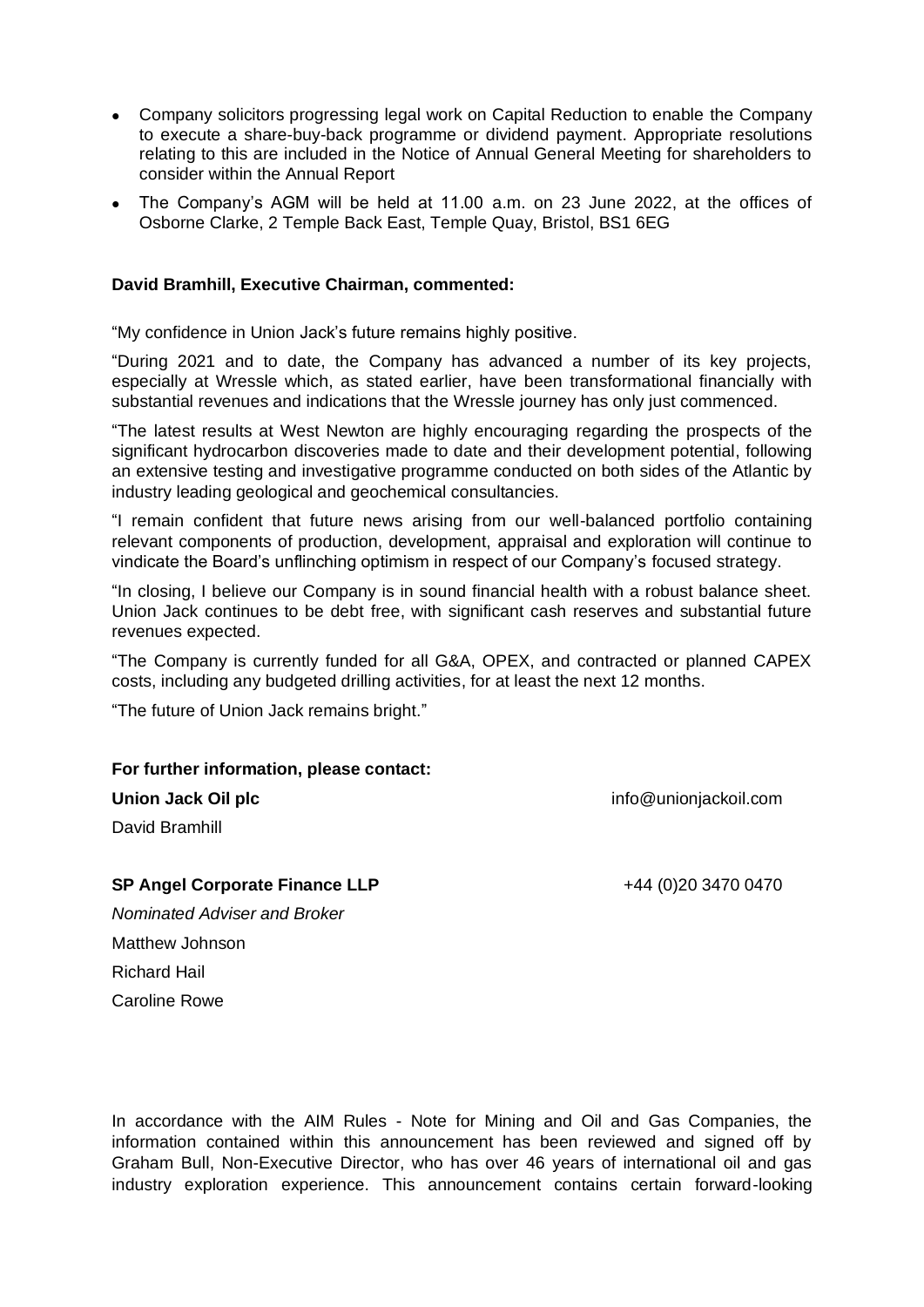- Company solicitors progressing legal work on Capital Reduction to enable the Company to execute a share-buy-back programme or dividend payment. Appropriate resolutions relating to this are included in the Notice of Annual General Meeting for shareholders to consider within the Annual Report
- The Company's AGM will be held at 11.00 a.m. on 23 June 2022, at the offices of Osborne Clarke, 2 Temple Back East, Temple Quay, Bristol, BS1 6EG

**David Bramhill, Executive Chairman, commented:**

"My confidence in Union Jack's future remains highly positive.

"During 2021 and to date, the Company has advanced a number of its key projects, especially at Wressle which, as stated earlier, have been transformational financially with substantial revenues and indications that the Wressle journey has only just commenced.

"The latest results at West Newton are highly encouraging regarding the prospects of the significant hydrocarbon discoveries made to date and their development potential, following an extensive testing and investigative programme conducted on both sides of the Atlantic by industry leading geological and geochemical consultancies.

"I remain confident that future news arising from our well-balanced portfolio containing relevant components of production, development, appraisal and exploration will continue to vindicate the Board's unflinching optimism in respect of our Company's focused strategy.

"In closing, I believe our Company is in sound financial health with a robust balance sheet. Union Jack continues to be debt free, with significant cash reserves and substantial future revenues expected.

"The Company is currently funded for all G&A, OPEX, and contracted or planned CAPEX costs, including any budgeted drilling activities, for at least the next 12 months.

"The future of Union Jack remains bright."

**For further information, please contact:**

**Union Jack Oil plc** info@unionjackoil.com

David Bramhill

**SP Angel Corporate Finance LLP** +44 (0)20 3470 0470

*Nominated Adviser and Broker*

Matthew Johnson

Richard Hail

Caroline Rowe

In accordance with the AIM Rules - Note for Mining and Oil and Gas Companies, the information contained within this announcement has been reviewed and signed off by Graham Bull, Non-Executive Director, who has over 46 years of international oil and gas industry exploration experience. This announcement contains certain forward-looking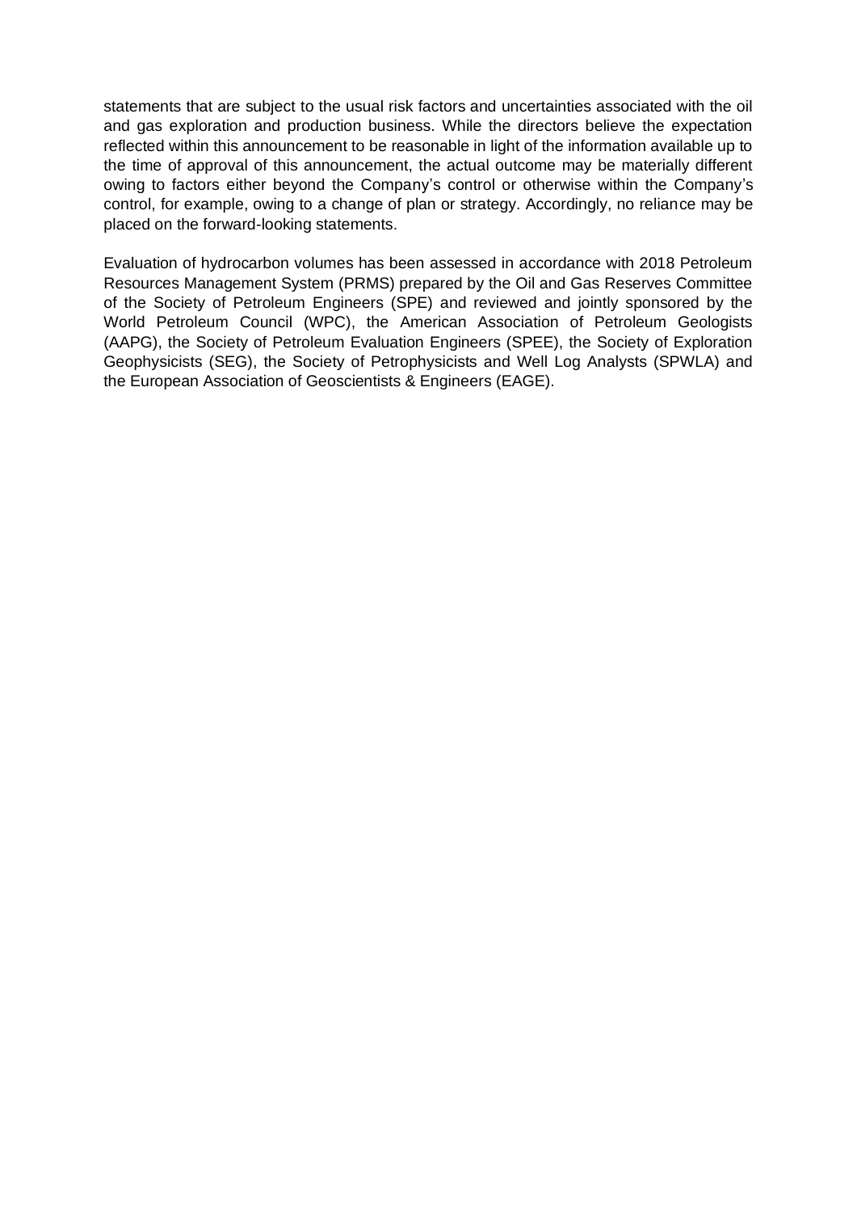statements that are subject to the usual risk factors and uncertainties associated with the oil and gas exploration and production business. While the directors believe the expectation reflected within this announcement to be reasonable in light of the information available up to the time of approval of this announcement, the actual outcome may be materially different owing to factors either beyond the Company's control or otherwise within the Company's control, for example, owing to a change of plan or strategy. Accordingly, no reliance may be placed on the forward-looking statements.

Evaluation of hydrocarbon volumes has been assessed in accordance with 2018 Petroleum Resources Management System (PRMS) prepared by the Oil and Gas Reserves Committee of the Society of Petroleum Engineers (SPE) and reviewed and jointly sponsored by the World Petroleum Council (WPC), the American Association of Petroleum Geologists (AAPG), the Society of Petroleum Evaluation Engineers (SPEE), the Society of Exploration Geophysicists (SEG), the Society of Petrophysicists and Well Log Analysts (SPWLA) and the European Association of Geoscientists & Engineers (EAGE).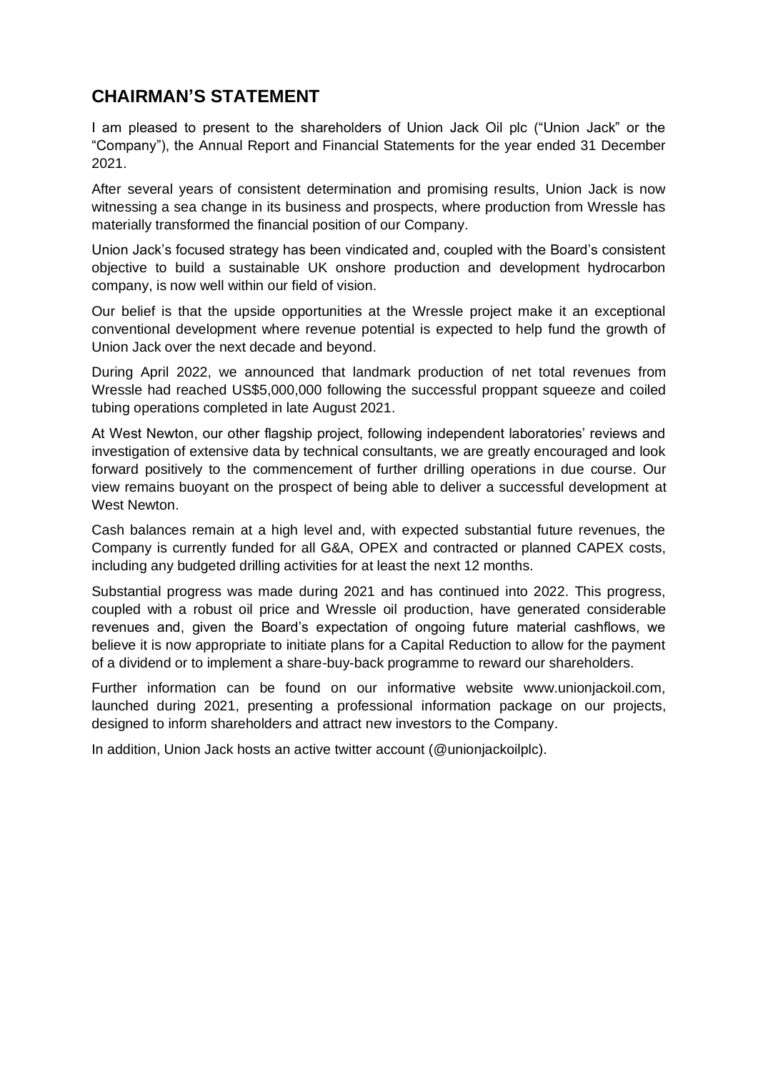## CHAIRMAN'S STATEMENT

I am pleased to present to the shareholders of Union Jack Oil plc ("Union Jack" or the "Company"), the Annual Report and Financial Statements for the year ended 31 December 2021.

After several years of consistent determination and promising results, Union Jack is now witnessing a sea change in its business and prospects, where production from Wressle has materially transformed the financial position of our Company.

Union Jack's focused strategy has been vindicated and, coupled with the Board's consistent objective to build a sustainable UK onshore production and development hydrocarbon company, is now well within our field of vision.

Our belief is that the upside opportunities at the Wressle project make it an exceptional conventional development where revenue potential is expected to help fund the growth of Union Jack over the next decade and beyond.

During April 2022, we announced that landmark production of net total revenues from Wressle had reached US$5,000,000 following the successful proppant squeeze and coiled tubing operations completed in late August 2021.

At West Newton, our other flagship project, following independent laboratories' reviews and investigation of extensive data by technical consultants, we are greatly encouraged and look forward positively to the commencement of further drilling operations in due course. Our view remains buoyant on the prospect of being able to deliver a successful development at West Newton.

Cash balances remain at a high level and, with expected substantial future revenues, the Company is currently funded for all G&A, OPEX and contracted or planned CAPEX costs, including any budgeted drilling activities for at least the next 12 months.

Substantial progress was made during 2021 and has continued into 2022. This progress, coupled with a robust oil price and Wressle oil production, have generated considerable revenues and, given the Board's expectation of ongoing future material cashflows, we believe it is now appropriate to initiate plans for a Capital Reduction to allow for the payment of a dividend or to implement a share-buy-back programme to reward our shareholders.

Further information can be found on our informative website www.unionjackoil.com, launched during 2021, presenting a professional information package on our projects, designed to inform shareholders and attract new investors to the Company.

In addition, Union Jack hosts an active twitter account (@unionjackoilplc).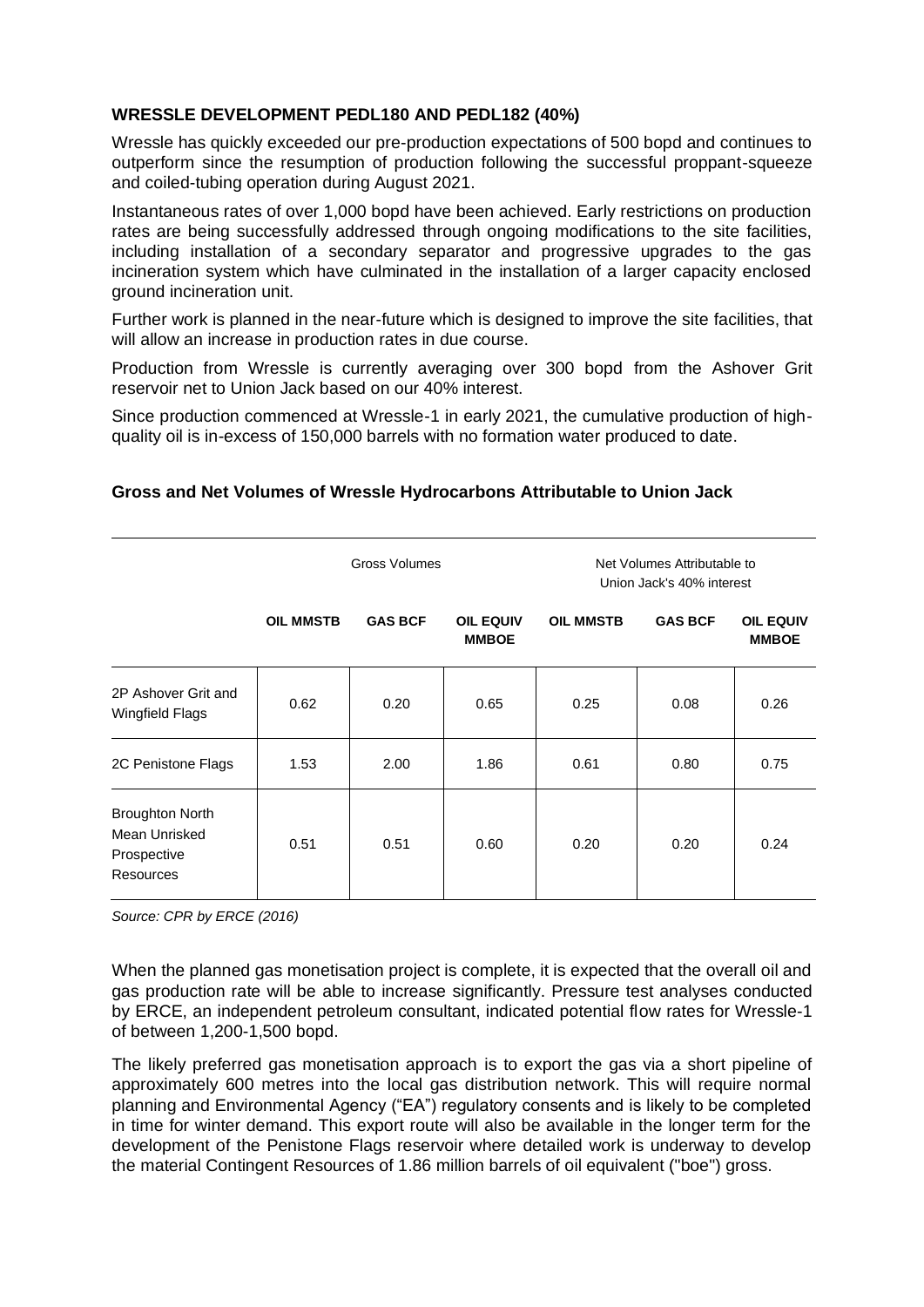### WRESSLE DEVELOPMENT PEDL180 AND PEDL182 (40%)

Wressle has quickly exceeded our pre-production expectations of 500 bopd and continues to outperform since the resumption of production following the successful proppant-squeeze and coiled-tubing operation during August 2021.

Instantaneous rates of over 1,000 bopd have been achieved. Early restrictions on production rates are being successfully addressed through ongoing modifications to the site facilities, including installation of a secondary separator and progressive upgrades to the gas incineration system which have culminated in the installation of a larger capacity enclosed ground incineration unit.

Further work is planned in the near-future which is designed to improve the site facilities, that will allow an increase in production rates in due course.

Production from Wressle is currently averaging over 300 bopd from the Ashover Grit reservoir net to Union Jack based on our 40% interest.

Since production commenced at Wressle-1 in early 2021, the cumulative production of high-quality oil is in-excess of 150,000 barrels with no formation water produced to date.

### Gross and Net Volumes of Wressle Hydrocarbons Attributable to Union Jack

| | Gross Volumes | | | Net Volumes Attributable to Union Jack's 40% interest | | |
|---|---|---|---|---|---|---|
| | **OIL MMSTB** | **GAS BCF** | **OIL EQUIV MMBOE** | **OIL MMSTB** | **GAS BCF** | **OIL EQUIV MMBOE** |
| 2P Ashover Grit and Wingfield Flags | 0.62 | 0.20 | 0.65 | 0.25 | 0.08 | 0.26 |
| 2C Penistone Flags | 1.53 | 2.00 | 1.86 | 0.61 | 0.80 | 0.75 |
| Broughton North Mean Unrisked Prospective Resources | 0.51 | 0.51 | 0.60 | 0.20 | 0.20 | 0.24 |

*Source: CPR by ERCE (2016)*

When the planned gas monetisation project is complete, it is expected that the overall oil and gas production rate will be able to increase significantly. Pressure test analyses conducted by ERCE, an independent petroleum consultant, indicated potential flow rates for Wressle-1 of between 1,200-1,500 bopd.

The likely preferred gas monetisation approach is to export the gas via a short pipeline of approximately 600 metres into the local gas distribution network. This will require normal planning and Environmental Agency ("EA") regulatory consents and is likely to be completed in time for winter demand. This export route will also be available in the longer term for the development of the Penistone Flags reservoir where detailed work is underway to develop the material Contingent Resources of 1.86 million barrels of oil equivalent ("boe") gross.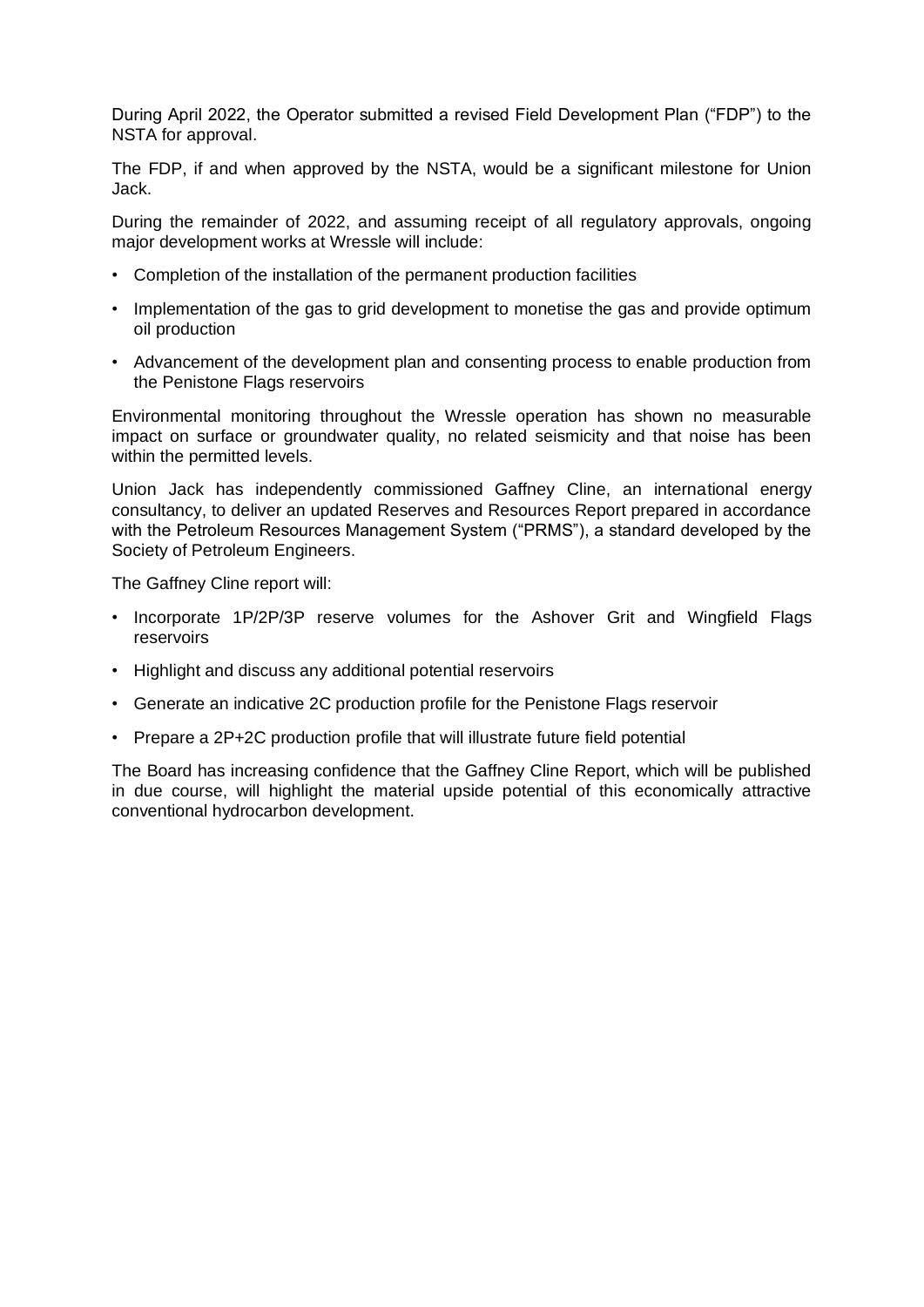During April 2022, the Operator submitted a revised Field Development Plan ("FDP") to the NSTA for approval.

The FDP, if and when approved by the NSTA, would be a significant milestone for Union Jack.

During the remainder of 2022, and assuming receipt of all regulatory approvals, ongoing major development works at Wressle will include:

- Completion of the installation of the permanent production facilities
- Implementation of the gas to grid development to monetise the gas and provide optimum oil production
- Advancement of the development plan and consenting process to enable production from the Penistone Flags reservoirs

Environmental monitoring throughout the Wressle operation has shown no measurable impact on surface or groundwater quality, no related seismicity and that noise has been within the permitted levels.

Union Jack has independently commissioned Gaffney Cline, an international energy consultancy, to deliver an updated Reserves and Resources Report prepared in accordance with the Petroleum Resources Management System ("PRMS"), a standard developed by the Society of Petroleum Engineers.

The Gaffney Cline report will:

- Incorporate 1P/2P/3P reserve volumes for the Ashover Grit and Wingfield Flags reservoirs
- Highlight and discuss any additional potential reservoirs
- Generate an indicative 2C production profile for the Penistone Flags reservoir
- Prepare a 2P+2C production profile that will illustrate future field potential

The Board has increasing confidence that the Gaffney Cline Report, which will be published in due course, will highlight the material upside potential of this economically attractive conventional hydrocarbon development.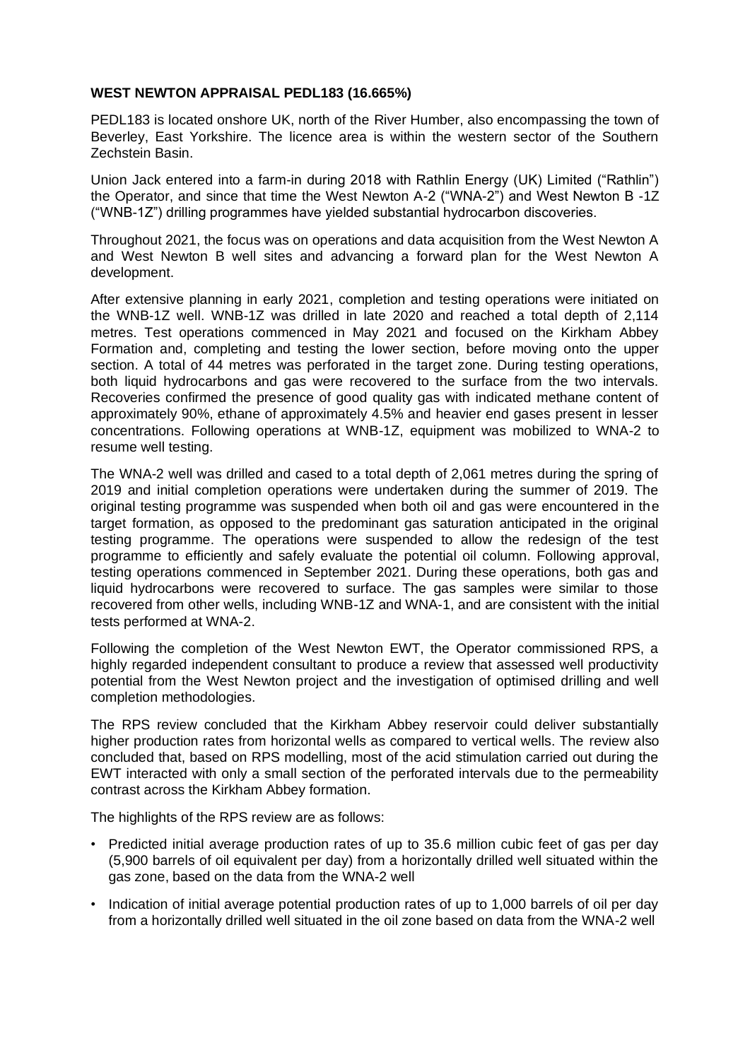**WEST NEWTON APPRAISAL PEDL183 (16.665%)**

PEDL183 is located onshore UK, north of the River Humber, also encompassing the town of Beverley, East Yorkshire. The licence area is within the western sector of the Southern Zechstein Basin.

Union Jack entered into a farm-in during 2018 with Rathlin Energy (UK) Limited ("Rathlin") the Operator, and since that time the West Newton A-2 ("WNA-2") and West Newton B -1Z ("WNB-1Z") drilling programmes have yielded substantial hydrocarbon discoveries.

Throughout 2021, the focus was on operations and data acquisition from the West Newton A and West Newton B well sites and advancing a forward plan for the West Newton A development.

After extensive planning in early 2021, completion and testing operations were initiated on the WNB-1Z well. WNB-1Z was drilled in late 2020 and reached a total depth of 2,114 metres. Test operations commenced in May 2021 and focused on the Kirkham Abbey Formation and, completing and testing the lower section, before moving onto the upper section. A total of 44 metres was perforated in the target zone. During testing operations, both liquid hydrocarbons and gas were recovered to the surface from the two intervals. Recoveries confirmed the presence of good quality gas with indicated methane content of approximately 90%, ethane of approximately 4.5% and heavier end gases present in lesser concentrations. Following operations at WNB-1Z, equipment was mobilized to WNA-2 to resume well testing.

The WNA-2 well was drilled and cased to a total depth of 2,061 metres during the spring of 2019 and initial completion operations were undertaken during the summer of 2019. The original testing programme was suspended when both oil and gas were encountered in the target formation, as opposed to the predominant gas saturation anticipated in the original testing programme. The operations were suspended to allow the redesign of the test programme to efficiently and safely evaluate the potential oil column. Following approval, testing operations commenced in September 2021. During these operations, both gas and liquid hydrocarbons were recovered to surface. The gas samples were similar to those recovered from other wells, including WNB-1Z and WNA-1, and are consistent with the initial tests performed at WNA-2.

Following the completion of the West Newton EWT, the Operator commissioned RPS, a highly regarded independent consultant to produce a review that assessed well productivity potential from the West Newton project and the investigation of optimised drilling and well completion methodologies.

The RPS review concluded that the Kirkham Abbey reservoir could deliver substantially higher production rates from horizontal wells as compared to vertical wells. The review also concluded that, based on RPS modelling, most of the acid stimulation carried out during the EWT interacted with only a small section of the perforated intervals due to the permeability contrast across the Kirkham Abbey formation.

The highlights of the RPS review are as follows:

- Predicted initial average production rates of up to 35.6 million cubic feet of gas per day (5,900 barrels of oil equivalent per day) from a horizontally drilled well situated within the gas zone, based on the data from the WNA-2 well
- Indication of initial average potential production rates of up to 1,000 barrels of oil per day from a horizontally drilled well situated in the oil zone based on data from the WNA-2 well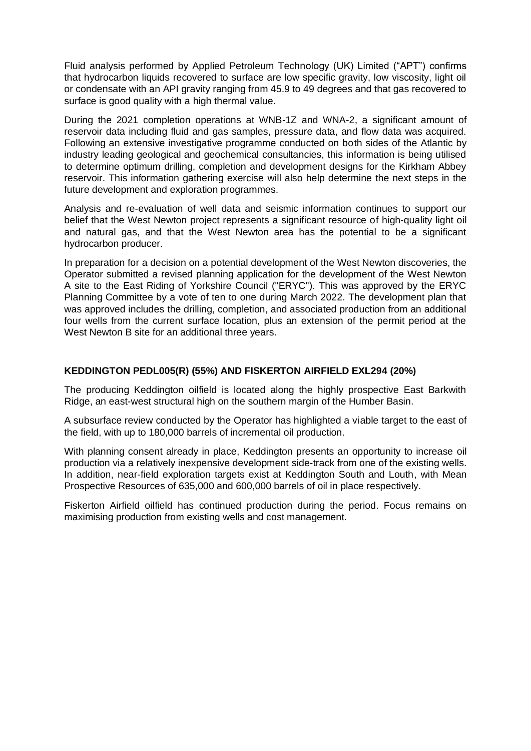Fluid analysis performed by Applied Petroleum Technology (UK) Limited ("APT") confirms that hydrocarbon liquids recovered to surface are low specific gravity, low viscosity, light oil or condensate with an API gravity ranging from 45.9 to 49 degrees and that gas recovered to surface is good quality with a high thermal value.

During the 2021 completion operations at WNB-1Z and WNA-2, a significant amount of reservoir data including fluid and gas samples, pressure data, and flow data was acquired. Following an extensive investigative programme conducted on both sides of the Atlantic by industry leading geological and geochemical consultancies, this information is being utilised to determine optimum drilling, completion and development designs for the Kirkham Abbey reservoir. This information gathering exercise will also help determine the next steps in the future development and exploration programmes.

Analysis and re-evaluation of well data and seismic information continues to support our belief that the West Newton project represents a significant resource of high-quality light oil and natural gas, and that the West Newton area has the potential to be a significant hydrocarbon producer.

In preparation for a decision on a potential development of the West Newton discoveries, the Operator submitted a revised planning application for the development of the West Newton A site to the East Riding of Yorkshire Council ("ERYC"). This was approved by the ERYC Planning Committee by a vote of ten to one during March 2022. The development plan that was approved includes the drilling, completion, and associated production from an additional four wells from the current surface location, plus an extension of the permit period at the West Newton B site for an additional three years.

**KEDDINGTON PEDL005(R) (55%) AND FISKERTON AIRFIELD EXL294 (20%)**

The producing Keddington oilfield is located along the highly prospective East Barkwith Ridge, an east-west structural high on the southern margin of the Humber Basin.

A subsurface review conducted by the Operator has highlighted a viable target to the east of the field, with up to 180,000 barrels of incremental oil production.

With planning consent already in place, Keddington presents an opportunity to increase oil production via a relatively inexpensive development side-track from one of the existing wells. In addition, near-field exploration targets exist at Keddington South and Louth, with Mean Prospective Resources of 635,000 and 600,000 barrels of oil in place respectively.

Fiskerton Airfield oilfield has continued production during the period. Focus remains on maximising production from existing wells and cost management.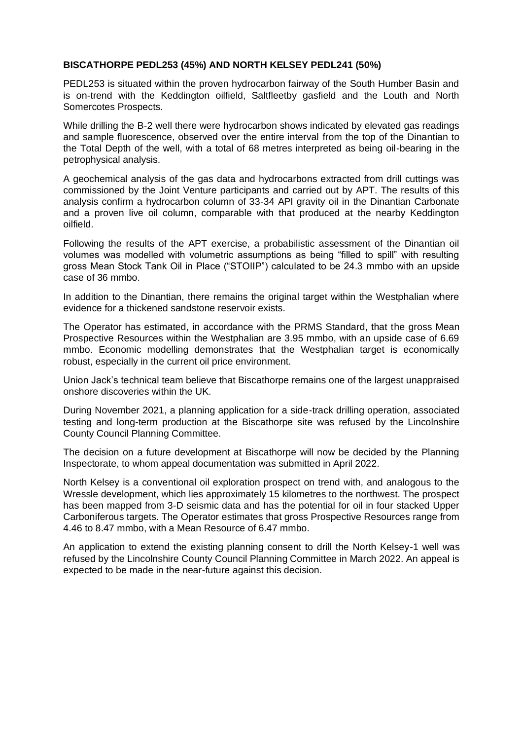**BISCATHORPE PEDL253 (45%) AND NORTH KELSEY PEDL241 (50%)**

PEDL253 is situated within the proven hydrocarbon fairway of the South Humber Basin and is on-trend with the Keddington oilfield, Saltfleetby gasfield and the Louth and North Somercotes Prospects.

While drilling the B-2 well there were hydrocarbon shows indicated by elevated gas readings and sample fluorescence, observed over the entire interval from the top of the Dinantian to the Total Depth of the well, with a total of 68 metres interpreted as being oil-bearing in the petrophysical analysis.

A geochemical analysis of the gas data and hydrocarbons extracted from drill cuttings was commissioned by the Joint Venture participants and carried out by APT. The results of this analysis confirm a hydrocarbon column of 33-34 API gravity oil in the Dinantian Carbonate and a proven live oil column, comparable with that produced at the nearby Keddington oilfield.

Following the results of the APT exercise, a probabilistic assessment of the Dinantian oil volumes was modelled with volumetric assumptions as being "filled to spill" with resulting gross Mean Stock Tank Oil in Place ("STOIIP") calculated to be 24.3 mmbo with an upside case of 36 mmbo.

In addition to the Dinantian, there remains the original target within the Westphalian where evidence for a thickened sandstone reservoir exists.

The Operator has estimated, in accordance with the PRMS Standard, that the gross Mean Prospective Resources within the Westphalian are 3.95 mmbo, with an upside case of 6.69 mmbo. Economic modelling demonstrates that the Westphalian target is economically robust, especially in the current oil price environment.

Union Jack's technical team believe that Biscathorpe remains one of the largest unappraised onshore discoveries within the UK.

During November 2021, a planning application for a side-track drilling operation, associated testing and long-term production at the Biscathorpe site was refused by the Lincolnshire County Council Planning Committee.

The decision on a future development at Biscathorpe will now be decided by the Planning Inspectorate, to whom appeal documentation was submitted in April 2022.

North Kelsey is a conventional oil exploration prospect on trend with, and analogous to the Wressle development, which lies approximately 15 kilometres to the northwest. The prospect has been mapped from 3-D seismic data and has the potential for oil in four stacked Upper Carboniferous targets. The Operator estimates that gross Prospective Resources range from 4.46 to 8.47 mmbo, with a Mean Resource of 6.47 mmbo.

An application to extend the existing planning consent to drill the North Kelsey-1 well was refused by the Lincolnshire County Council Planning Committee in March 2022. An appeal is expected to be made in the near-future against this decision.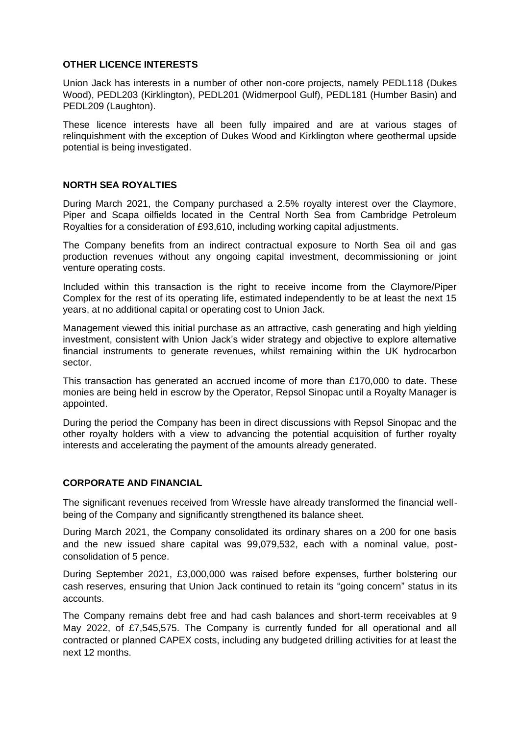## OTHER LICENCE INTERESTS

Union Jack has interests in a number of other non-core projects, namely PEDL118 (Dukes Wood), PEDL203 (Kirklington), PEDL201 (Widmerpool Gulf), PEDL181 (Humber Basin) and PEDL209 (Laughton).

These licence interests have all been fully impaired and are at various stages of relinquishment with the exception of Dukes Wood and Kirklington where geothermal upside potential is being investigated.

## NORTH SEA ROYALTIES

During March 2021, the Company purchased a 2.5% royalty interest over the Claymore, Piper and Scapa oilfields located in the Central North Sea from Cambridge Petroleum Royalties for a consideration of £93,610, including working capital adjustments.

The Company benefits from an indirect contractual exposure to North Sea oil and gas production revenues without any ongoing capital investment, decommissioning or joint venture operating costs.

Included within this transaction is the right to receive income from the Claymore/Piper Complex for the rest of its operating life, estimated independently to be at least the next 15 years, at no additional capital or operating cost to Union Jack.

Management viewed this initial purchase as an attractive, cash generating and high yielding investment, consistent with Union Jack's wider strategy and objective to explore alternative financial instruments to generate revenues, whilst remaining within the UK hydrocarbon sector.

This transaction has generated an accrued income of more than £170,000 to date. These monies are being held in escrow by the Operator, Repsol Sinopac until a Royalty Manager is appointed.

During the period the Company has been in direct discussions with Repsol Sinopac and the other royalty holders with a view to advancing the potential acquisition of further royalty interests and accelerating the payment of the amounts already generated.

## CORPORATE AND FINANCIAL

The significant revenues received from Wressle have already transformed the financial well-being of the Company and significantly strengthened its balance sheet.

During March 2021, the Company consolidated its ordinary shares on a 200 for one basis and the new issued share capital was 99,079,532, each with a nominal value, post-consolidation of 5 pence.

During September 2021, £3,000,000 was raised before expenses, further bolstering our cash reserves, ensuring that Union Jack continued to retain its "going concern" status in its accounts.

The Company remains debt free and had cash balances and short-term receivables at 9 May 2022, of £7,545,575. The Company is currently funded for all operational and all contracted or planned CAPEX costs, including any budgeted drilling activities for at least the next 12 months.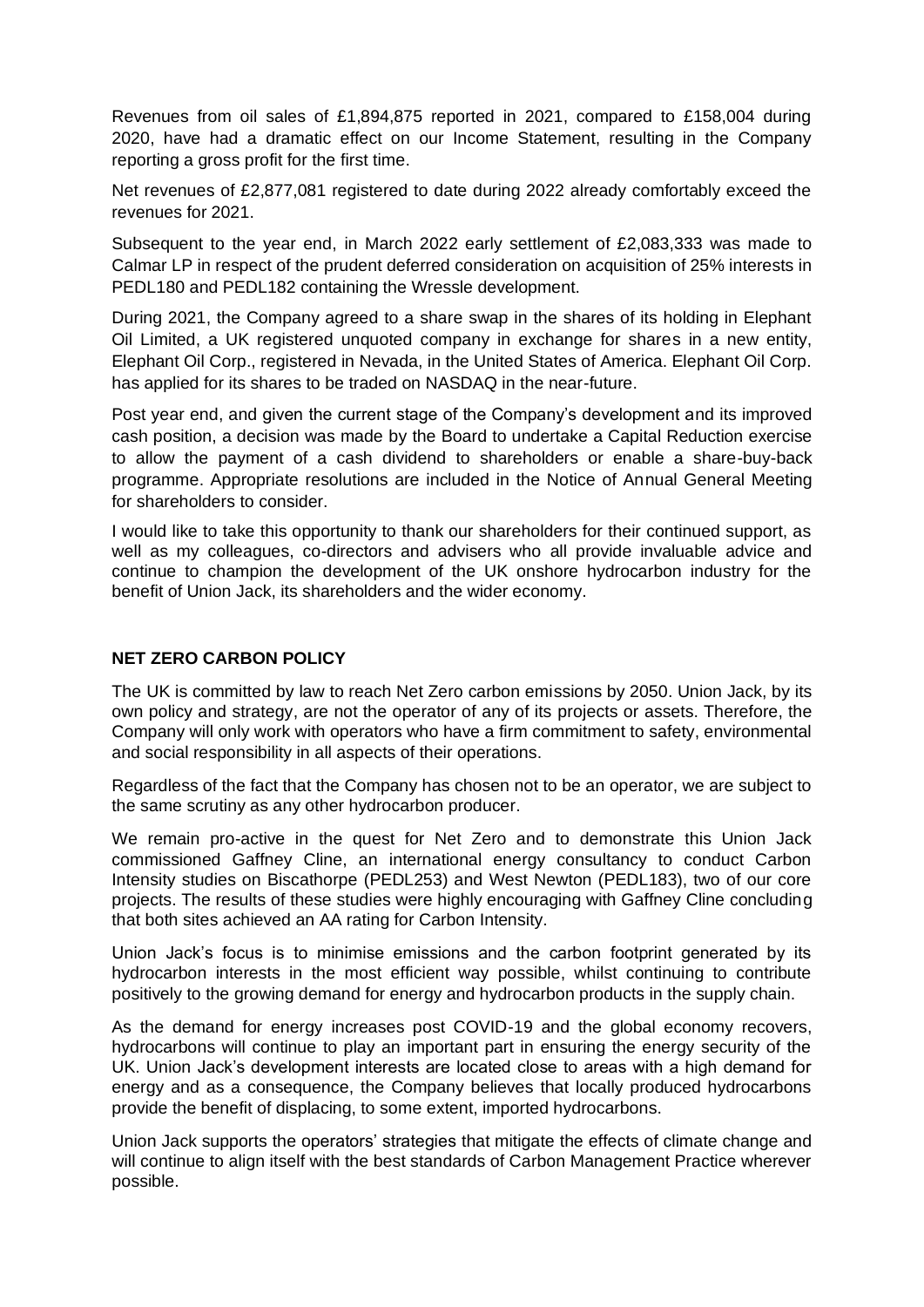Revenues from oil sales of £1,894,875 reported in 2021, compared to £158,004 during 2020, have had a dramatic effect on our Income Statement, resulting in the Company reporting a gross profit for the first time.

Net revenues of £2,877,081 registered to date during 2022 already comfortably exceed the revenues for 2021.

Subsequent to the year end, in March 2022 early settlement of £2,083,333 was made to Calmar LP in respect of the prudent deferred consideration on acquisition of 25% interests in PEDL180 and PEDL182 containing the Wressle development.

During 2021, the Company agreed to a share swap in the shares of its holding in Elephant Oil Limited, a UK registered unquoted company in exchange for shares in a new entity, Elephant Oil Corp., registered in Nevada, in the United States of America. Elephant Oil Corp. has applied for its shares to be traded on NASDAQ in the near-future.

Post year end, and given the current stage of the Company's development and its improved cash position, a decision was made by the Board to undertake a Capital Reduction exercise to allow the payment of a cash dividend to shareholders or enable a share-buy-back programme. Appropriate resolutions are included in the Notice of Annual General Meeting for shareholders to consider.

I would like to take this opportunity to thank our shareholders for their continued support, as well as my colleagues, co-directors and advisers who all provide invaluable advice and continue to champion the development of the UK onshore hydrocarbon industry for the benefit of Union Jack, its shareholders and the wider economy.

## NET ZERO CARBON POLICY

The UK is committed by law to reach Net Zero carbon emissions by 2050. Union Jack, by its own policy and strategy, are not the operator of any of its projects or assets. Therefore, the Company will only work with operators who have a firm commitment to safety, environmental and social responsibility in all aspects of their operations.

Regardless of the fact that the Company has chosen not to be an operator, we are subject to the same scrutiny as any other hydrocarbon producer.

We remain pro-active in the quest for Net Zero and to demonstrate this Union Jack commissioned Gaffney Cline, an international energy consultancy to conduct Carbon Intensity studies on Biscathorpe (PEDL253) and West Newton (PEDL183), two of our core projects. The results of these studies were highly encouraging with Gaffney Cline concluding that both sites achieved an AA rating for Carbon Intensity.

Union Jack's focus is to minimise emissions and the carbon footprint generated by its hydrocarbon interests in the most efficient way possible, whilst continuing to contribute positively to the growing demand for energy and hydrocarbon products in the supply chain.

As the demand for energy increases post COVID-19 and the global economy recovers, hydrocarbons will continue to play an important part in ensuring the energy security of the UK. Union Jack's development interests are located close to areas with a high demand for energy and as a consequence, the Company believes that locally produced hydrocarbons provide the benefit of displacing, to some extent, imported hydrocarbons.

Union Jack supports the operators' strategies that mitigate the effects of climate change and will continue to align itself with the best standards of Carbon Management Practice wherever possible.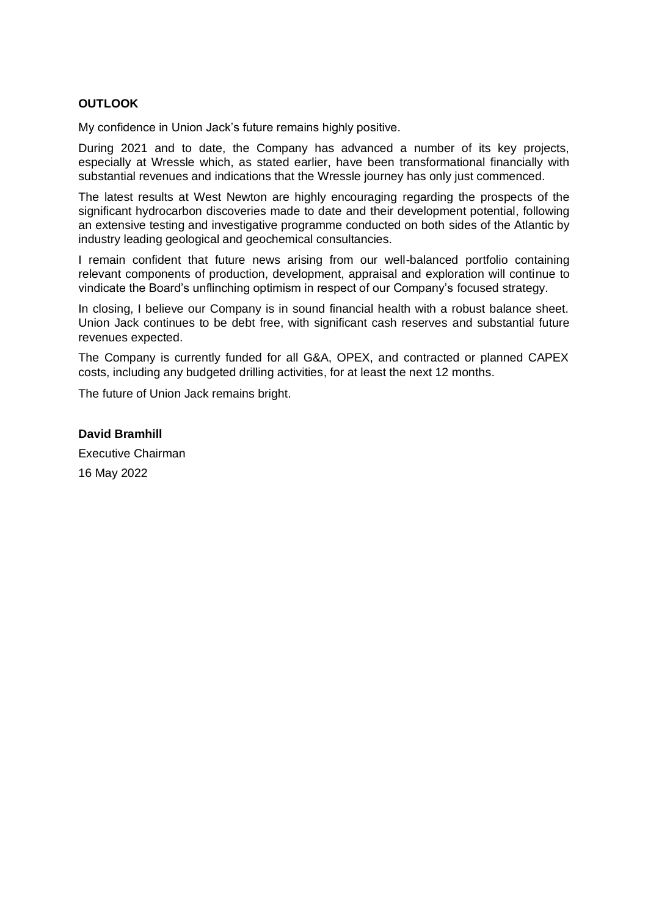**OUTLOOK**

My confidence in Union Jack's future remains highly positive.

During 2021 and to date, the Company has advanced a number of its key projects, especially at Wressle which, as stated earlier, have been transformational financially with substantial revenues and indications that the Wressle journey has only just commenced.

The latest results at West Newton are highly encouraging regarding the prospects of the significant hydrocarbon discoveries made to date and their development potential, following an extensive testing and investigative programme conducted on both sides of the Atlantic by industry leading geological and geochemical consultancies.

I remain confident that future news arising from our well-balanced portfolio containing relevant components of production, development, appraisal and exploration will continue to vindicate the Board's unflinching optimism in respect of our Company's focused strategy.

In closing, I believe our Company is in sound financial health with a robust balance sheet. Union Jack continues to be debt free, with significant cash reserves and substantial future revenues expected.

The Company is currently funded for all G&A, OPEX, and contracted or planned CAPEX costs, including any budgeted drilling activities, for at least the next 12 months.

The future of Union Jack remains bright.

**David Bramhill**

Executive Chairman

16 May 2022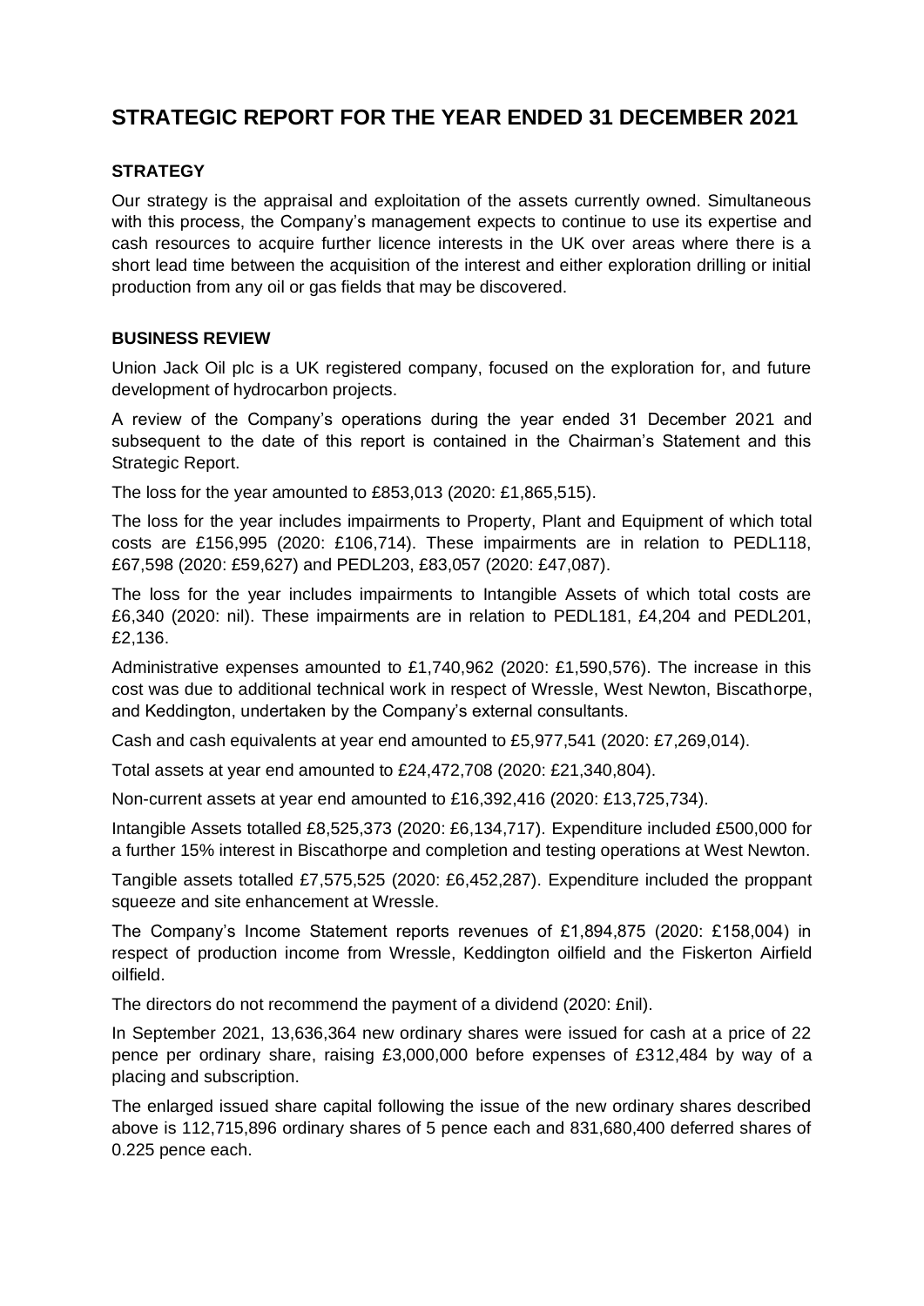# STRATEGIC REPORT FOR THE YEAR ENDED 31 DECEMBER 2021

## STRATEGY

Our strategy is the appraisal and exploitation of the assets currently owned. Simultaneous with this process, the Company's management expects to continue to use its expertise and cash resources to acquire further licence interests in the UK over areas where there is a short lead time between the acquisition of the interest and either exploration drilling or initial production from any oil or gas fields that may be discovered.

## BUSINESS REVIEW

Union Jack Oil plc is a UK registered company, focused on the exploration for, and future development of hydrocarbon projects.

A review of the Company's operations during the year ended 31 December 2021 and subsequent to the date of this report is contained in the Chairman's Statement and this Strategic Report.

The loss for the year amounted to £853,013 (2020: £1,865,515).

The loss for the year includes impairments to Property, Plant and Equipment of which total costs are £156,995 (2020: £106,714). These impairments are in relation to PEDL118, £67,598 (2020: £59,627) and PEDL203, £83,057 (2020: £47,087).

The loss for the year includes impairments to Intangible Assets of which total costs are £6,340 (2020: nil). These impairments are in relation to PEDL181, £4,204 and PEDL201, £2,136.

Administrative expenses amounted to £1,740,962 (2020: £1,590,576). The increase in this cost was due to additional technical work in respect of Wressle, West Newton, Biscathorpe, and Keddington, undertaken by the Company's external consultants.

Cash and cash equivalents at year end amounted to £5,977,541 (2020: £7,269,014).

Total assets at year end amounted to £24,472,708 (2020: £21,340,804).

Non-current assets at year end amounted to £16,392,416 (2020: £13,725,734).

Intangible Assets totalled £8,525,373 (2020: £6,134,717). Expenditure included £500,000 for a further 15% interest in Biscathorpe and completion and testing operations at West Newton.

Tangible assets totalled £7,575,525 (2020: £6,452,287). Expenditure included the proppant squeeze and site enhancement at Wressle.

The Company's Income Statement reports revenues of £1,894,875 (2020: £158,004) in respect of production income from Wressle, Keddington oilfield and the Fiskerton Airfield oilfield.

The directors do not recommend the payment of a dividend (2020: £nil).

In September 2021, 13,636,364 new ordinary shares were issued for cash at a price of 22 pence per ordinary share, raising £3,000,000 before expenses of £312,484 by way of a placing and subscription.

The enlarged issued share capital following the issue of the new ordinary shares described above is 112,715,896 ordinary shares of 5 pence each and 831,680,400 deferred shares of 0.225 pence each.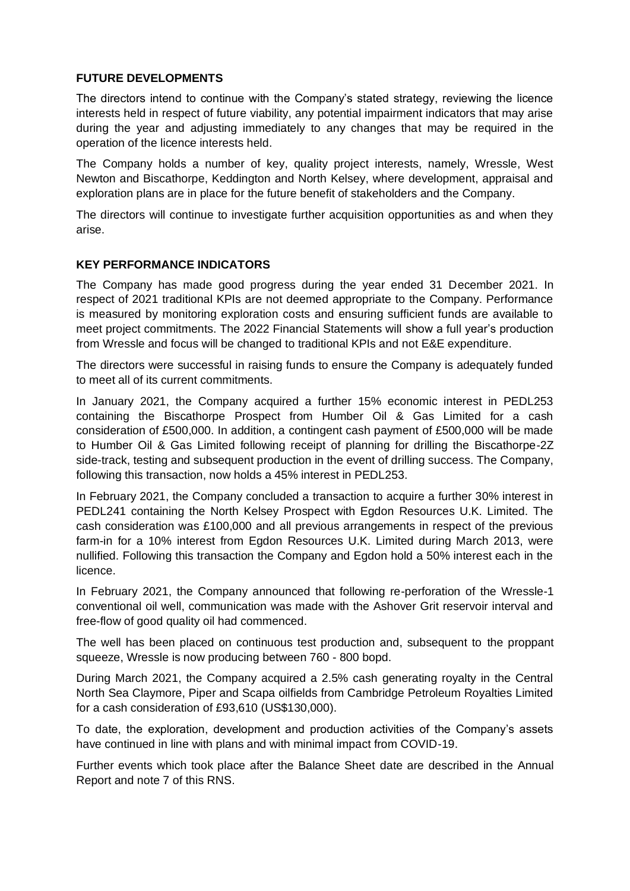**FUTURE DEVELOPMENTS**

The directors intend to continue with the Company's stated strategy, reviewing the licence interests held in respect of future viability, any potential impairment indicators that may arise during the year and adjusting immediately to any changes that may be required in the operation of the licence interests held.

The Company holds a number of key, quality project interests, namely, Wressle, West Newton and Biscathorpe, Keddington and North Kelsey, where development, appraisal and exploration plans are in place for the future benefit of stakeholders and the Company.

The directors will continue to investigate further acquisition opportunities as and when they arise.

**KEY PERFORMANCE INDICATORS**

The Company has made good progress during the year ended 31 December 2021. In respect of 2021 traditional KPIs are not deemed appropriate to the Company. Performance is measured by monitoring exploration costs and ensuring sufficient funds are available to meet project commitments. The 2022 Financial Statements will show a full year's production from Wressle and focus will be changed to traditional KPIs and not E&E expenditure.

The directors were successful in raising funds to ensure the Company is adequately funded to meet all of its current commitments.

In January 2021, the Company acquired a further 15% economic interest in PEDL253 containing the Biscathorpe Prospect from Humber Oil & Gas Limited for a cash consideration of £500,000. In addition, a contingent cash payment of £500,000 will be made to Humber Oil & Gas Limited following receipt of planning for drilling the Biscathorpe-2Z side-track, testing and subsequent production in the event of drilling success. The Company, following this transaction, now holds a 45% interest in PEDL253.

In February 2021, the Company concluded a transaction to acquire a further 30% interest in PEDL241 containing the North Kelsey Prospect with Egdon Resources U.K. Limited. The cash consideration was £100,000 and all previous arrangements in respect of the previous farm-in for a 10% interest from Egdon Resources U.K. Limited during March 2013, were nullified. Following this transaction the Company and Egdon hold a 50% interest each in the licence.

In February 2021, the Company announced that following re-perforation of the Wressle-1 conventional oil well, communication was made with the Ashover Grit reservoir interval and free-flow of good quality oil had commenced.

The well has been placed on continuous test production and, subsequent to the proppant squeeze, Wressle is now producing between 760 - 800 bopd.

During March 2021, the Company acquired a 2.5% cash generating royalty in the Central North Sea Claymore, Piper and Scapa oilfields from Cambridge Petroleum Royalties Limited for a cash consideration of £93,610 (US$130,000).

To date, the exploration, development and production activities of the Company's assets have continued in line with plans and with minimal impact from COVID-19.

Further events which took place after the Balance Sheet date are described in the Annual Report and note 7 of this RNS.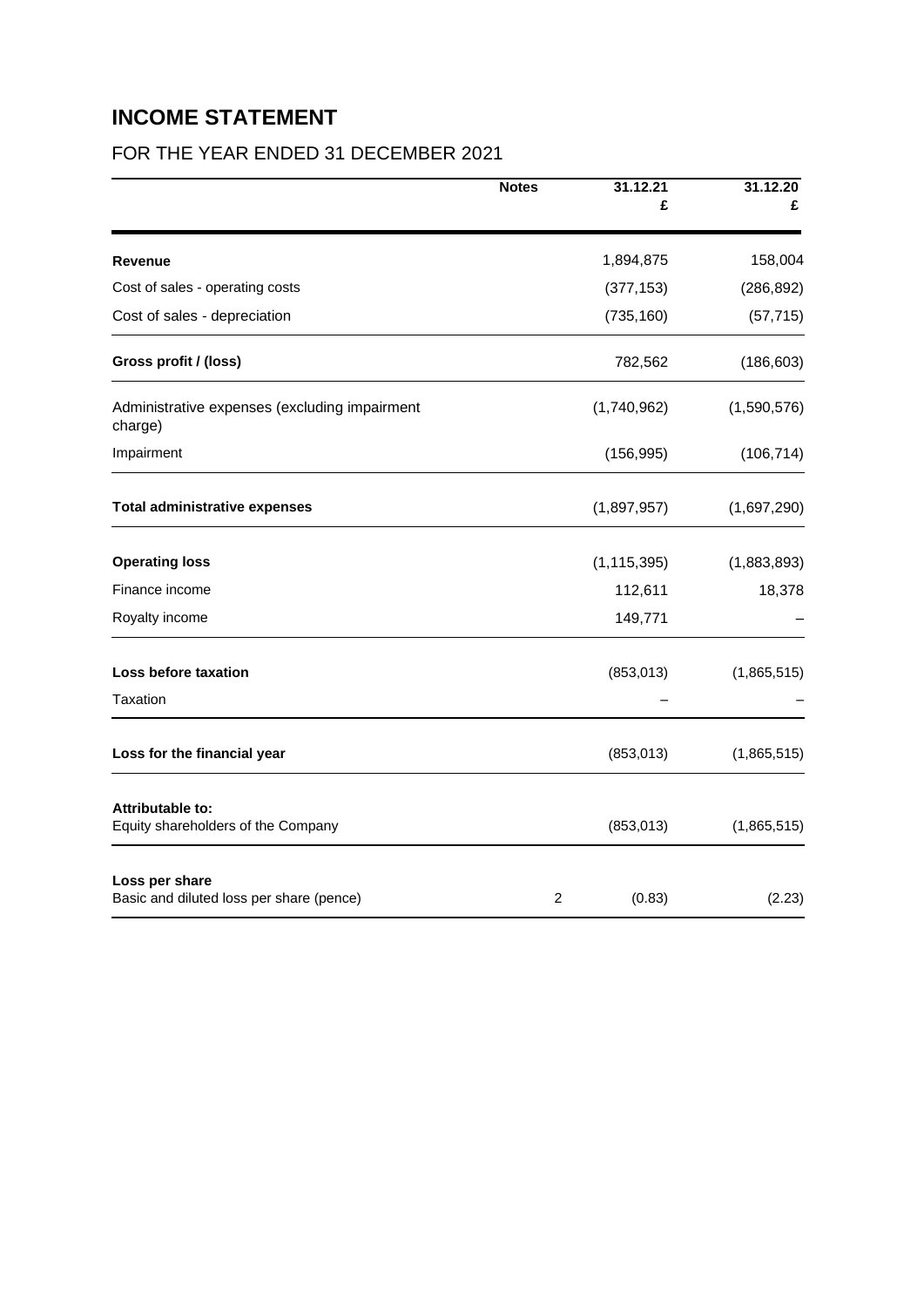# INCOME STATEMENT

## FOR THE YEAR ENDED 31 DECEMBER 2021

| | Notes | 31.12.21<br>£ | 31.12.20<br>£ |
|---|---|---|---|
| **Revenue** | | 1,894,875 | 158,004 |
| Cost of sales - operating costs | | (377,153) | (286,892) |
| Cost of sales - depreciation | | (735,160) | (57,715) |
| **Gross profit / (loss)** | | 782,562 | (186,603) |
| Administrative expenses (excluding impairment charge) | | (1,740,962) | (1,590,576) |
| Impairment | | (156,995) | (106,714) |
| **Total administrative expenses** | | (1,897,957) | (1,697,290) |
| **Operating loss** | | (1,115,395) | (1,883,893) |
| Finance income | | 112,611 | 18,378 |
| Royalty income | | 149,771 | – |
| **Loss before taxation** | | (853,013) | (1,865,515) |
| Taxation | | – | – |
| **Loss for the financial year** | | (853,013) | (1,865,515) |
| **Attributable to:** | | | |
| Equity shareholders of the Company | | (853,013) | (1,865,515) |
| **Loss per share** | | | |
| Basic and diluted loss per share (pence) | 2 | (0.83) | (2.23) |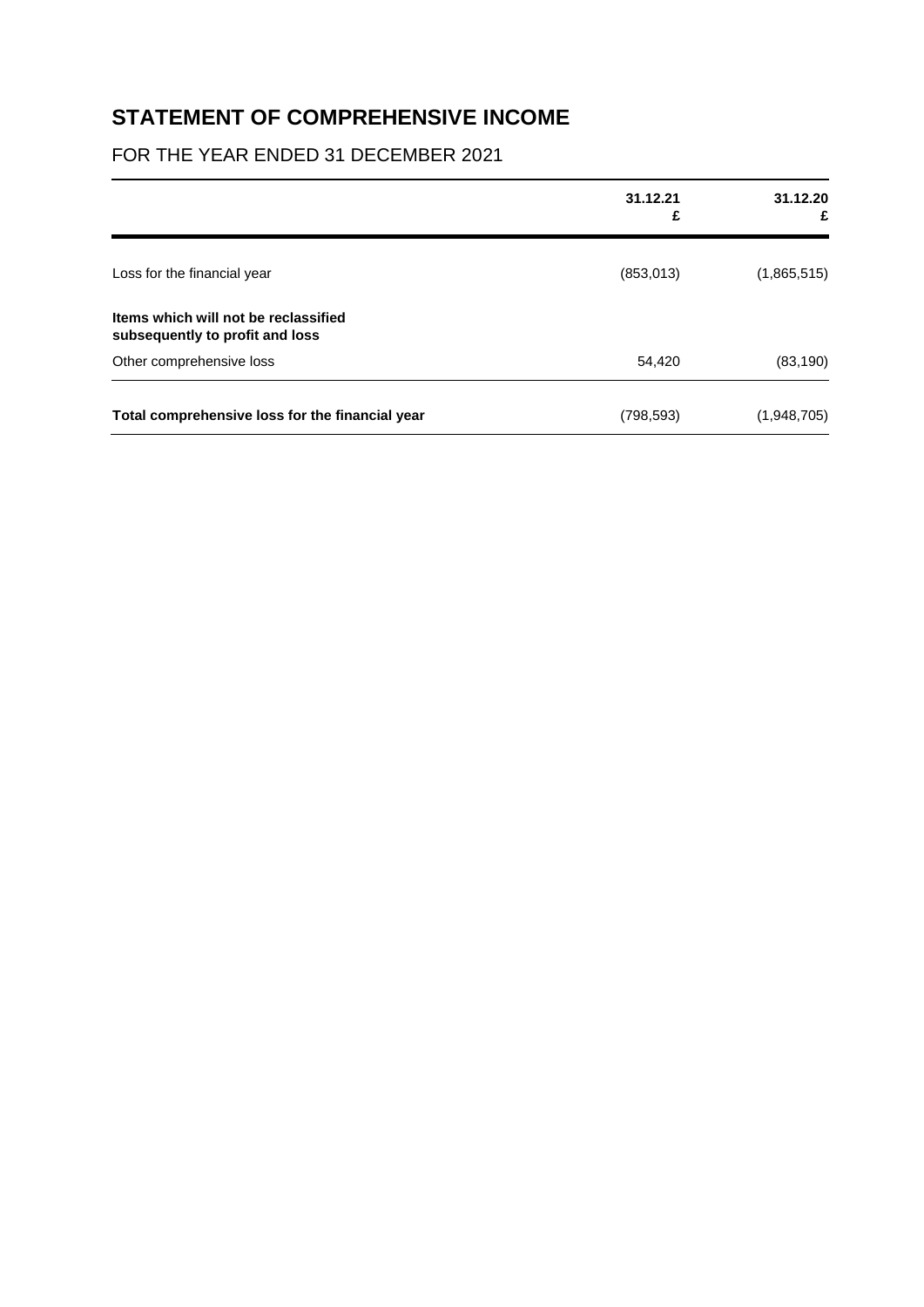# STATEMENT OF COMPREHENSIVE INCOME

FOR THE YEAR ENDED 31 DECEMBER 2021

| | 31.12.21<br>£ | 31.12.20<br>£ |
|---|---|---|
| Loss for the financial year | (853,013) | (1,865,515) |
| **Items which will not be reclassified subsequently to profit and loss** | | |
| Other comprehensive loss | 54,420 | (83,190) |
| **Total comprehensive loss for the financial year** | (798,593) | (1,948,705) |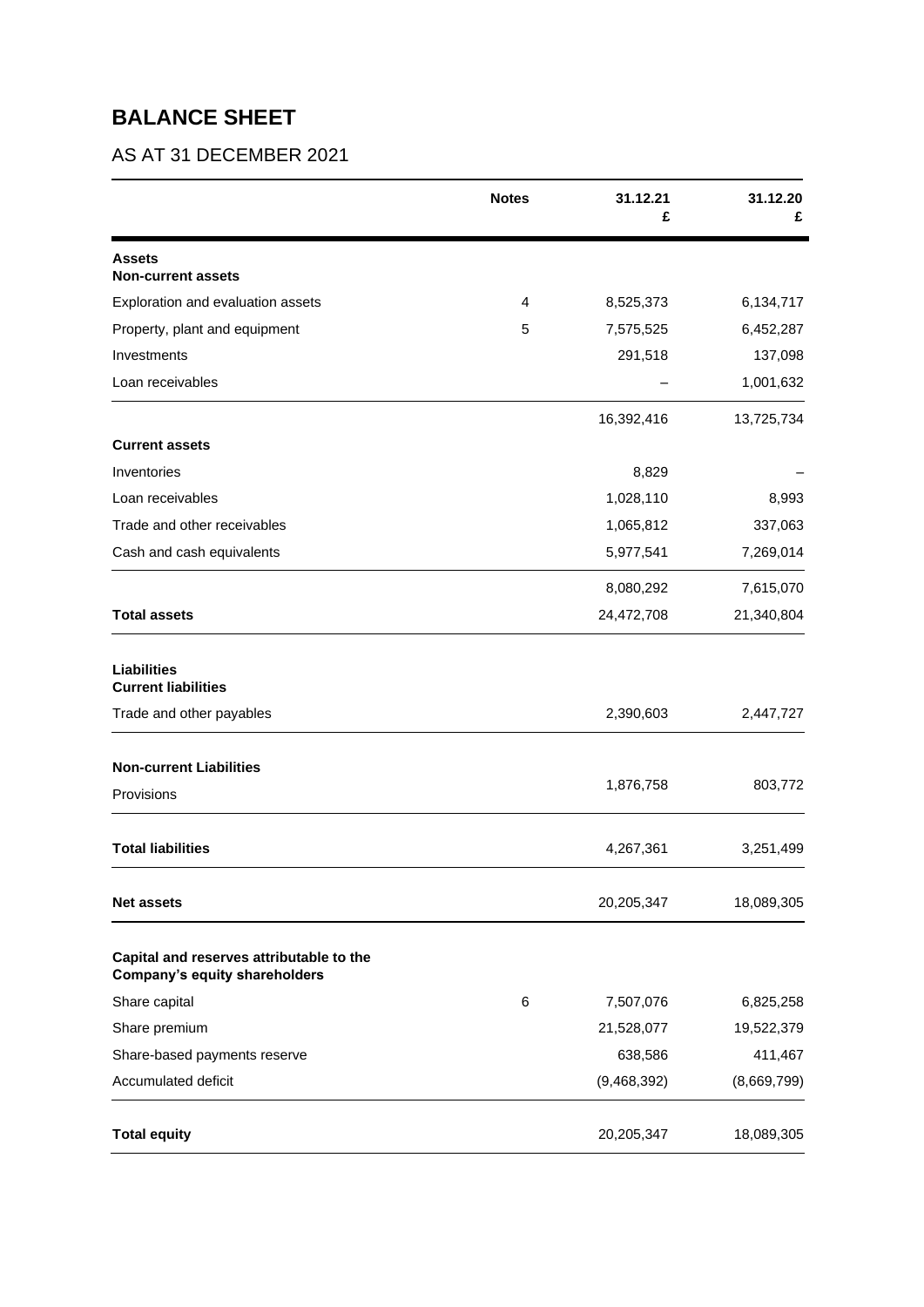# BALANCE SHEET

## AS AT 31 DECEMBER 2021

| | Notes | 31.12.21<br>£ | 31.12.20<br>£ |
|---|---|---|---|
| **Assets** | | | |
| **Non-current assets** | | | |
| Exploration and evaluation assets | 4 | 8,525,373 | 6,134,717 |
| Property, plant and equipment | 5 | 7,575,525 | 6,452,287 |
| Investments | | 291,518 | 137,098 |
| Loan receivables | | – | 1,001,632 |
| | | 16,392,416 | 13,725,734 |
| **Current assets** | | | |
| Inventories | | 8,829 | – |
| Loan receivables | | 1,028,110 | 8,993 |
| Trade and other receivables | | 1,065,812 | 337,063 |
| Cash and cash equivalents | | 5,977,541 | 7,269,014 |
| | | 8,080,292 | 7,615,070 |
| **Total assets** | | 24,472,708 | 21,340,804 |
| **Liabilities** | | | |
| **Current liabilities** | | | |
| Trade and other payables | | 2,390,603 | 2,447,727 |
| **Non-current Liabilities** | | | |
| Provisions | | 1,876,758 | 803,772 |
| **Total liabilities** | | 4,267,361 | 3,251,499 |
| **Net assets** | | 20,205,347 | 18,089,305 |
| **Capital and reserves attributable to the Company's equity shareholders** | | | |
| Share capital | 6 | 7,507,076 | 6,825,258 |
| Share premium | | 21,528,077 | 19,522,379 |
| Share-based payments reserve | | 638,586 | 411,467 |
| Accumulated deficit | | (9,468,392) | (8,669,799) |
| **Total equity** | | 20,205,347 | 18,089,305 |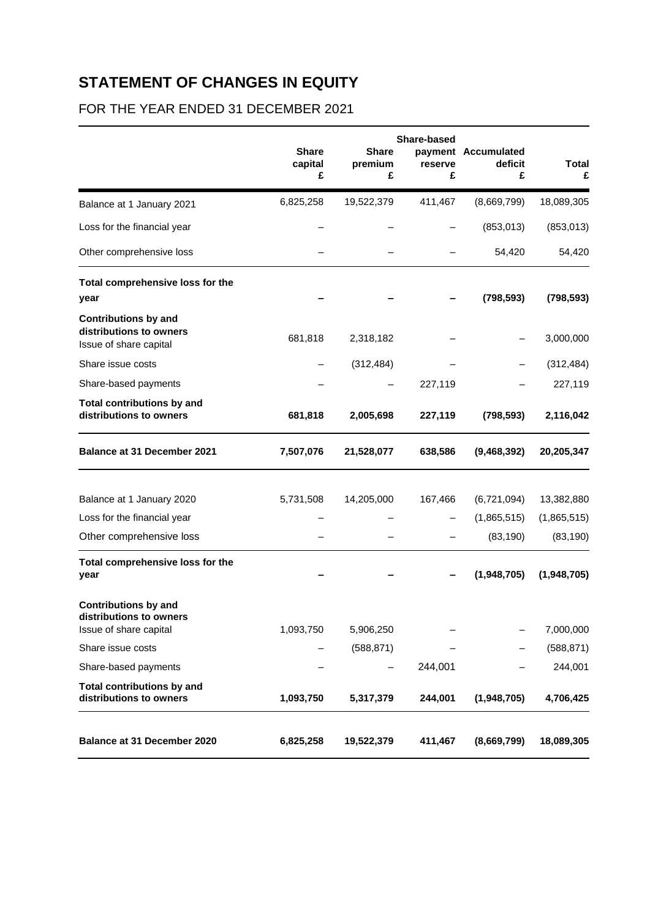# STATEMENT OF CHANGES IN EQUITY

FOR THE YEAR ENDED 31 DECEMBER 2021

| | Share capital £ | Share premium £ | Share-based payment reserve £ | Accumulated deficit £ | Total £ |
|---|---|---|---|---|---|
| Balance at 1 January 2021 | 6,825,258 | 19,522,379 | 411,467 | (8,669,799) | 18,089,305 |
| Loss for the financial year | – | – | – | (853,013) | (853,013) |
| Other comprehensive loss | – | – | – | 54,420 | 54,420 |
| **Total comprehensive loss for the year** | **–** | **–** | **–** | **(798,593)** | **(798,593)** |
| **Contributions by and distributions to owners** | | | | | |
| Issue of share capital | 681,818 | 2,318,182 | – | – | 3,000,000 |
| Share issue costs | – | (312,484) | – | – | (312,484) |
| Share-based payments | – | – | 227,119 | – | 227,119 |
| **Total contributions by and distributions to owners** | **681,818** | **2,005,698** | **227,119** | **(798,593)** | **2,116,042** |
| **Balance at 31 December 2021** | **7,507,076** | **21,528,077** | **638,586** | **(9,468,392)** | **20,205,347** |
| | | | | | |
| Balance at 1 January 2020 | 5,731,508 | 14,205,000 | 167,466 | (6,721,094) | 13,382,880 |
| Loss for the financial year | – | – | – | (1,865,515) | (1,865,515) |
| Other comprehensive loss | – | – | – | (83,190) | (83,190) |
| **Total comprehensive loss for the year** | **–** | **–** | **–** | **(1,948,705)** | **(1,948,705)** |
| **Contributions by and distributions to owners** | | | | | |
| Issue of share capital | 1,093,750 | 5,906,250 | – | – | 7,000,000 |
| Share issue costs | – | (588,871) | – | – | (588,871) |
| Share-based payments | – | – | 244,001 | – | 244,001 |
| **Total contributions by and distributions to owners** | **1,093,750** | **5,317,379** | **244,001** | **(1,948,705)** | **4,706,425** |
| **Balance at 31 December 2020** | **6,825,258** | **19,522,379** | **411,467** | **(8,669,799)** | **18,089,305** |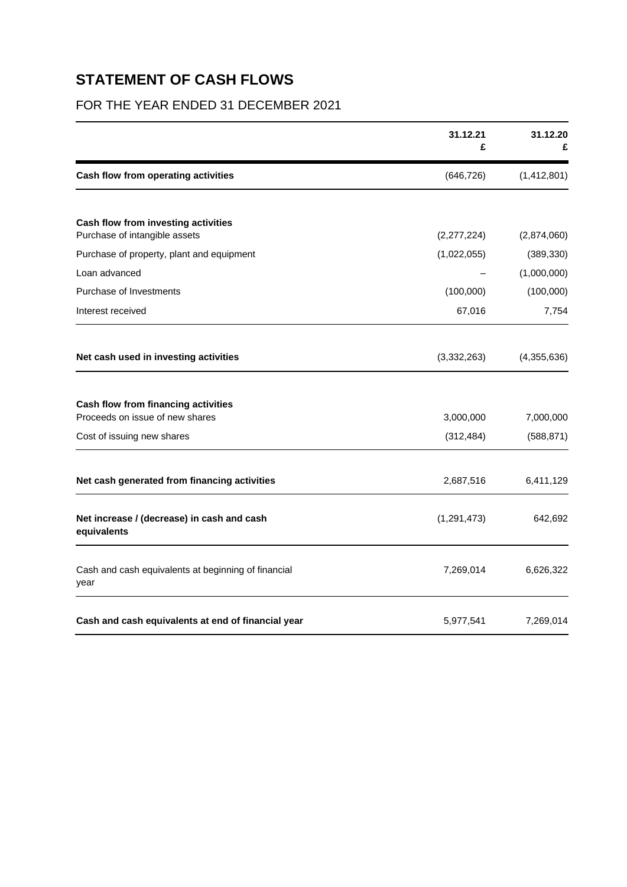# STATEMENT OF CASH FLOWS

FOR THE YEAR ENDED 31 DECEMBER 2021

| | 31.12.21<br>£ | 31.12.20<br>£ |
|---|---|---|
| **Cash flow from operating activities** | (646,726) | (1,412,801) |
| | | |
| **Cash flow from investing activities** | | |
| Purchase of intangible assets | (2,277,224) | (2,874,060) |
| Purchase of property, plant and equipment | (1,022,055) | (389,330) |
| Loan advanced | – | (1,000,000) |
| Purchase of Investments | (100,000) | (100,000) |
| Interest received | 67,016 | 7,754 |
| | | |
| **Net cash used in investing activities** | (3,332,263) | (4,355,636) |
| | | |
| **Cash flow from financing activities** | | |
| Proceeds on issue of new shares | 3,000,000 | 7,000,000 |
| Cost of issuing new shares | (312,484) | (588,871) |
| | | |
| **Net cash generated from financing activities** | 2,687,516 | 6,411,129 |
| **Net increase / (decrease) in cash and cash equivalents** | (1,291,473) | 642,692 |
| Cash and cash equivalents at beginning of financial year | 7,269,014 | 6,626,322 |
| **Cash and cash equivalents at end of financial year** | 5,977,541 | 7,269,014 |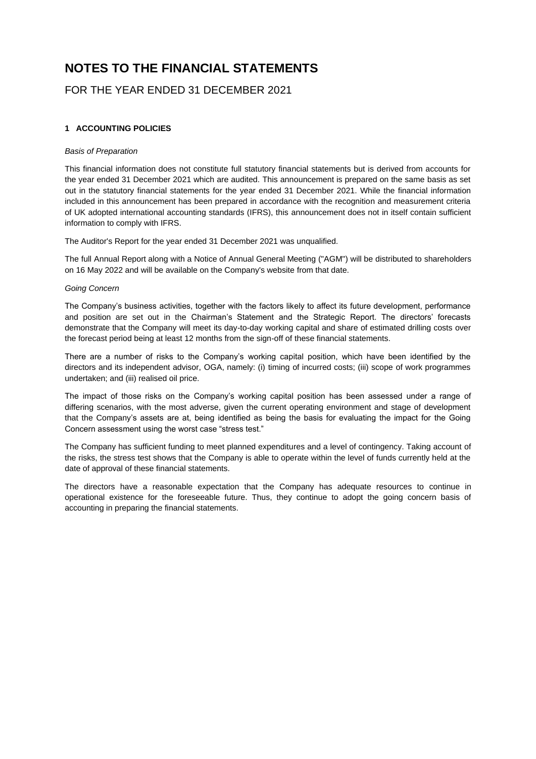# NOTES TO THE FINANCIAL STATEMENTS

## FOR THE YEAR ENDED 31 DECEMBER 2021

### 1 ACCOUNTING POLICIES

*Basis of Preparation*

This financial information does not constitute full statutory financial statements but is derived from accounts for the year ended 31 December 2021 which are audited. This announcement is prepared on the same basis as set out in the statutory financial statements for the year ended 31 December 2021. While the financial information included in this announcement has been prepared in accordance with the recognition and measurement criteria of UK adopted international accounting standards (IFRS), this announcement does not in itself contain sufficient information to comply with IFRS.

The Auditor's Report for the year ended 31 December 2021 was unqualified.

The full Annual Report along with a Notice of Annual General Meeting ("AGM") will be distributed to shareholders on 16 May 2022 and will be available on the Company's website from that date.

*Going Concern*

The Company's business activities, together with the factors likely to affect its future development, performance and position are set out in the Chairman's Statement and the Strategic Report. The directors' forecasts demonstrate that the Company will meet its day-to-day working capital and share of estimated drilling costs over the forecast period being at least 12 months from the sign-off of these financial statements.

There are a number of risks to the Company's working capital position, which have been identified by the directors and its independent advisor, OGA, namely: (i) timing of incurred costs; (iii) scope of work programmes undertaken; and (iii) realised oil price.

The impact of those risks on the Company's working capital position has been assessed under a range of differing scenarios, with the most adverse, given the current operating environment and stage of development that the Company's assets are at, being identified as being the basis for evaluating the impact for the Going Concern assessment using the worst case "stress test."

The Company has sufficient funding to meet planned expenditures and a level of contingency. Taking account of the risks, the stress test shows that the Company is able to operate within the level of funds currently held at the date of approval of these financial statements.

The directors have a reasonable expectation that the Company has adequate resources to continue in operational existence for the foreseeable future. Thus, they continue to adopt the going concern basis of accounting in preparing the financial statements.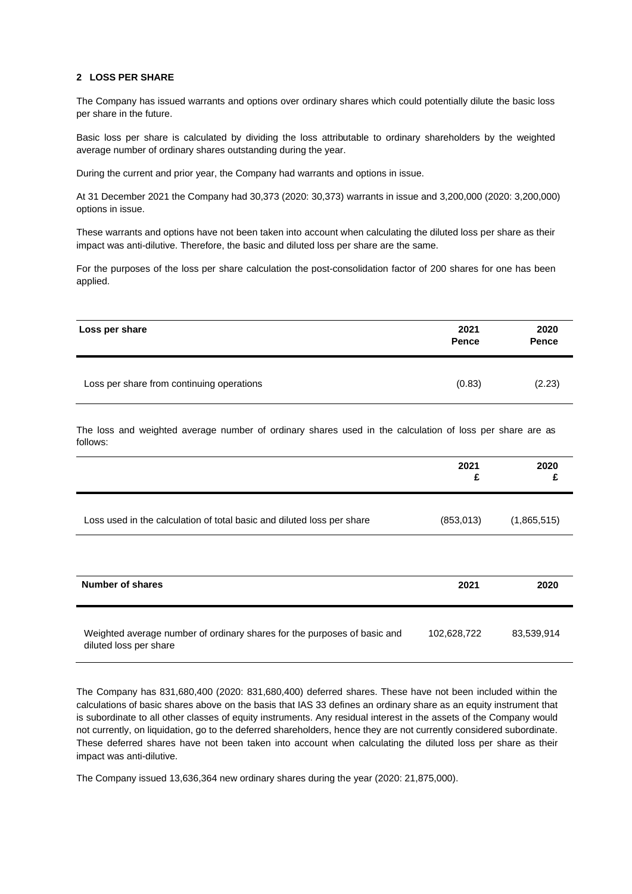## 2 LOSS PER SHARE

The Company has issued warrants and options over ordinary shares which could potentially dilute the basic loss per share in the future.

Basic loss per share is calculated by dividing the loss attributable to ordinary shareholders by the weighted average number of ordinary shares outstanding during the year.

During the current and prior year, the Company had warrants and options in issue.

At 31 December 2021 the Company had 30,373 (2020: 30,373) warrants in issue and 3,200,000 (2020: 3,200,000) options in issue.

These warrants and options have not been taken into account when calculating the diluted loss per share as their impact was anti-dilutive. Therefore, the basic and diluted loss per share are the same.

For the purposes of the loss per share calculation the post-consolidation factor of 200 shares for one has been applied.

| Loss per share | 2021 Pence | 2020 Pence |
|---|---|---|
| Loss per share from continuing operations | (0.83) | (2.23) |

The loss and weighted average number of ordinary shares used in the calculation of loss per share are as follows:

| | 2021 £ | 2020 £ |
|---|---|---|
| Loss used in the calculation of total basic and diluted loss per share | (853,013) | (1,865,515) |

| Number of shares | 2021 | 2020 |
|---|---|---|
| Weighted average number of ordinary shares for the purposes of basic and diluted loss per share | 102,628,722 | 83,539,914 |

The Company has 831,680,400 (2020: 831,680,400) deferred shares. These have not been included within the calculations of basic shares above on the basis that IAS 33 defines an ordinary share as an equity instrument that is subordinate to all other classes of equity instruments. Any residual interest in the assets of the Company would not currently, on liquidation, go to the deferred shareholders, hence they are not currently considered subordinate. These deferred shares have not been taken into account when calculating the diluted loss per share as their impact was anti-dilutive.

The Company issued 13,636,364 new ordinary shares during the year (2020: 21,875,000).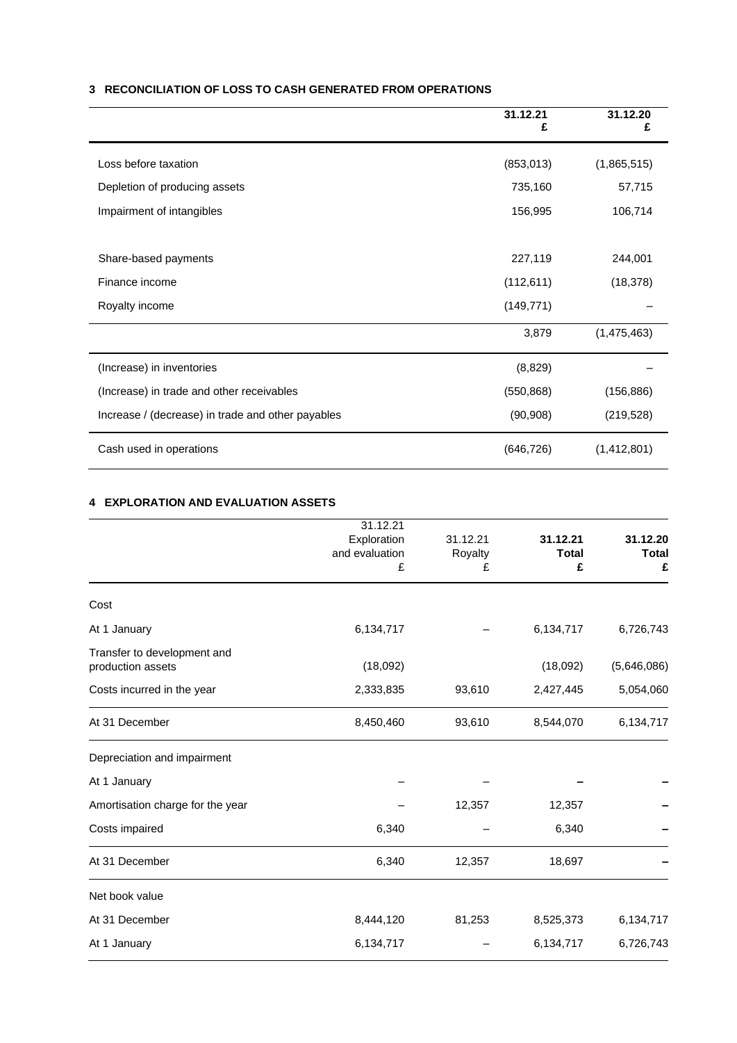### 3 RECONCILIATION OF LOSS TO CASH GENERATED FROM OPERATIONS

| | 31.12.21 £ | 31.12.20 £ |
|---|---|---|
| Loss before taxation | (853,013) | (1,865,515) |
| Depletion of producing assets | 735,160 | 57,715 |
| Impairment of intangibles | 156,995 | 106,714 |
| Share-based payments | 227,119 | 244,001 |
| Finance income | (112,611) | (18,378) |
| Royalty income | (149,771) | – |
| | 3,879 | (1,475,463) |
| (Increase) in inventories | (8,829) | – |
| (Increase) in trade and other receivables | (550,868) | (156,886) |
| Increase / (decrease) in trade and other payables | (90,908) | (219,528) |
| Cash used in operations | (646,726) | (1,412,801) |

### 4 EXPLORATION AND EVALUATION ASSETS

| | 31.12.21 Exploration and evaluation £ | 31.12.21 Royalty £ | 31.12.21 Total £ | 31.12.20 Total £ |
|---|---|---|---|---|
| Cost | | | | |
| At 1 January | 6,134,717 | – | 6,134,717 | 6,726,743 |
| Transfer to development and production assets | (18,092) | | (18,092) | (5,646,086) |
| Costs incurred in the year | 2,333,835 | 93,610 | 2,427,445 | 5,054,060 |
| At 31 December | 8,450,460 | 93,610 | 8,544,070 | 6,134,717 |
| Depreciation and impairment | | | | |
| At 1 January | – | – | – | – |
| Amortisation charge for the year | – | 12,357 | 12,357 | – |
| Costs impaired | 6,340 | – | 6,340 | – |
| At 31 December | 6,340 | 12,357 | 18,697 | – |
| Net book value | | | | |
| At 31 December | 8,444,120 | 81,253 | 8,525,373 | 6,134,717 |
| At 1 January | 6,134,717 | – | 6,134,717 | 6,726,743 |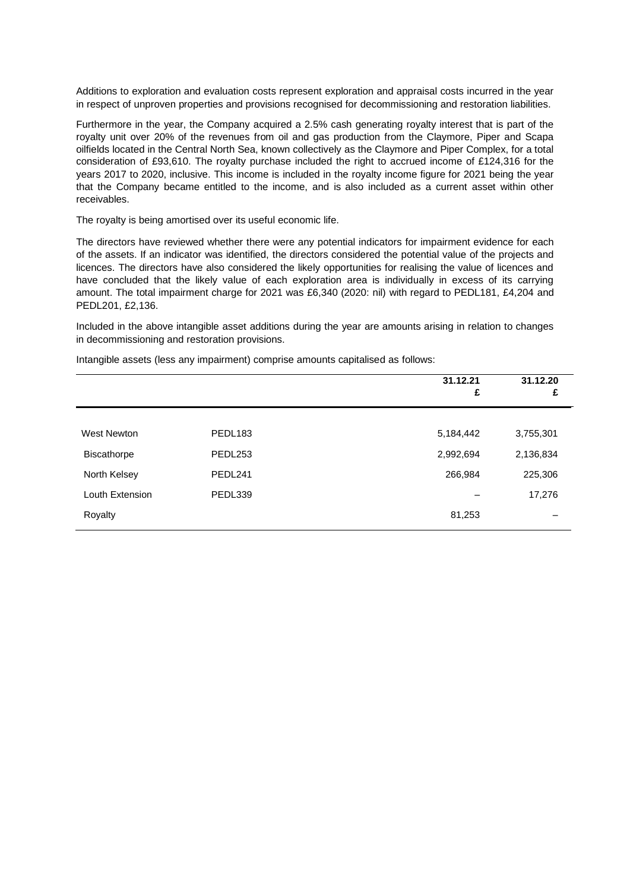Additions to exploration and evaluation costs represent exploration and appraisal costs incurred in the year in respect of unproven properties and provisions recognised for decommissioning and restoration liabilities.

Furthermore in the year, the Company acquired a 2.5% cash generating royalty interest that is part of the royalty unit over 20% of the revenues from oil and gas production from the Claymore, Piper and Scapa oilfields located in the Central North Sea, known collectively as the Claymore and Piper Complex, for a total consideration of £93,610. The royalty purchase included the right to accrued income of £124,316 for the years 2017 to 2020, inclusive. This income is included in the royalty income figure for 2021 being the year that the Company became entitled to the income, and is also included as a current asset within other receivables.

The royalty is being amortised over its useful economic life.

The directors have reviewed whether there were any potential indicators for impairment evidence for each of the assets. If an indicator was identified, the directors considered the potential value of the projects and licences. The directors have also considered the likely opportunities for realising the value of licences and have concluded that the likely value of each exploration area is individually in excess of its carrying amount. The total impairment charge for 2021 was £6,340 (2020: nil) with regard to PEDL181, £4,204 and PEDL201, £2,136.

Included in the above intangible asset additions during the year are amounts arising in relation to changes in decommissioning and restoration provisions.

Intangible assets (less any impairment) comprise amounts capitalised as follows:

| | | **31.12.21**<br>**£** | **31.12.20**<br>**£** |
|---|---|---|---|
| West Newton | PEDL183 | 5,184,442 | 3,755,301 |
| Biscathorpe | PEDL253 | 2,992,694 | 2,136,834 |
| North Kelsey | PEDL241 | 266,984 | 225,306 |
| Louth Extension | PEDL339 | – | 17,276 |
| Royalty | | 81,253 | – |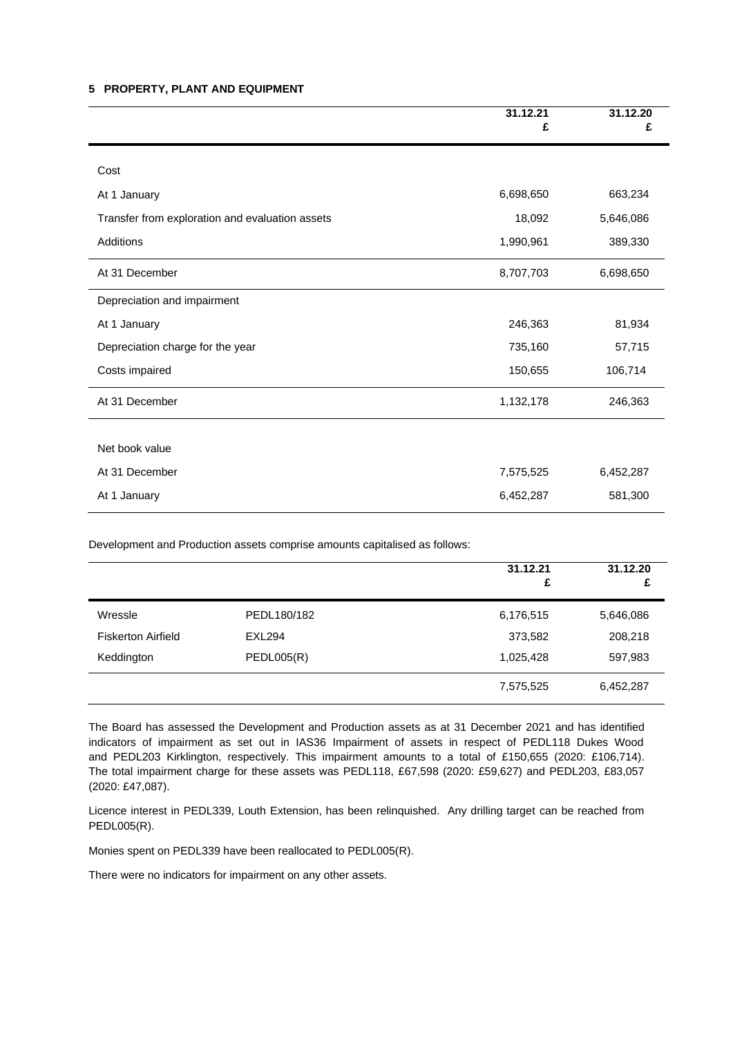## 5 PROPERTY, PLANT AND EQUIPMENT

| | 31.12.21<br>£ | 31.12.20<br>£ |
|---|---|---|
| Cost | | |
| At 1 January | 6,698,650 | 663,234 |
| Transfer from exploration and evaluation assets | 18,092 | 5,646,086 |
| Additions | 1,990,961 | 389,330 |
| At 31 December | 8,707,703 | 6,698,650 |
| Depreciation and impairment | | |
| At 1 January | 246,363 | 81,934 |
| Depreciation charge for the year | 735,160 | 57,715 |
| Costs impaired | 150,655 | 106,714 |
| At 31 December | 1,132,178 | 246,363 |
| Net book value | | |
| At 31 December | 7,575,525 | 6,452,287 |
| At 1 January | 6,452,287 | 581,300 |

Development and Production assets comprise amounts capitalised as follows:

| | | 31.12.21<br>£ | 31.12.20<br>£ |
|---|---|---|---|
| Wressle | PEDL180/182 | 6,176,515 | 5,646,086 |
| Fiskerton Airfield | EXL294 | 373,582 | 208,218 |
| Keddington | PEDL005(R) | 1,025,428 | 597,983 |
| | | 7,575,525 | 6,452,287 |

The Board has assessed the Development and Production assets as at 31 December 2021 and has identified indicators of impairment as set out in IAS36 Impairment of assets in respect of PEDL118 Dukes Wood and PEDL203 Kirklington, respectively. This impairment amounts to a total of £150,655 (2020: £106,714). The total impairment charge for these assets was PEDL118, £67,598 (2020: £59,627) and PEDL203, £83,057 (2020: £47,087).

Licence interest in PEDL339, Louth Extension, has been relinquished. Any drilling target can be reached from PEDL005(R).

Monies spent on PEDL339 have been reallocated to PEDL005(R).

There were no indicators for impairment on any other assets.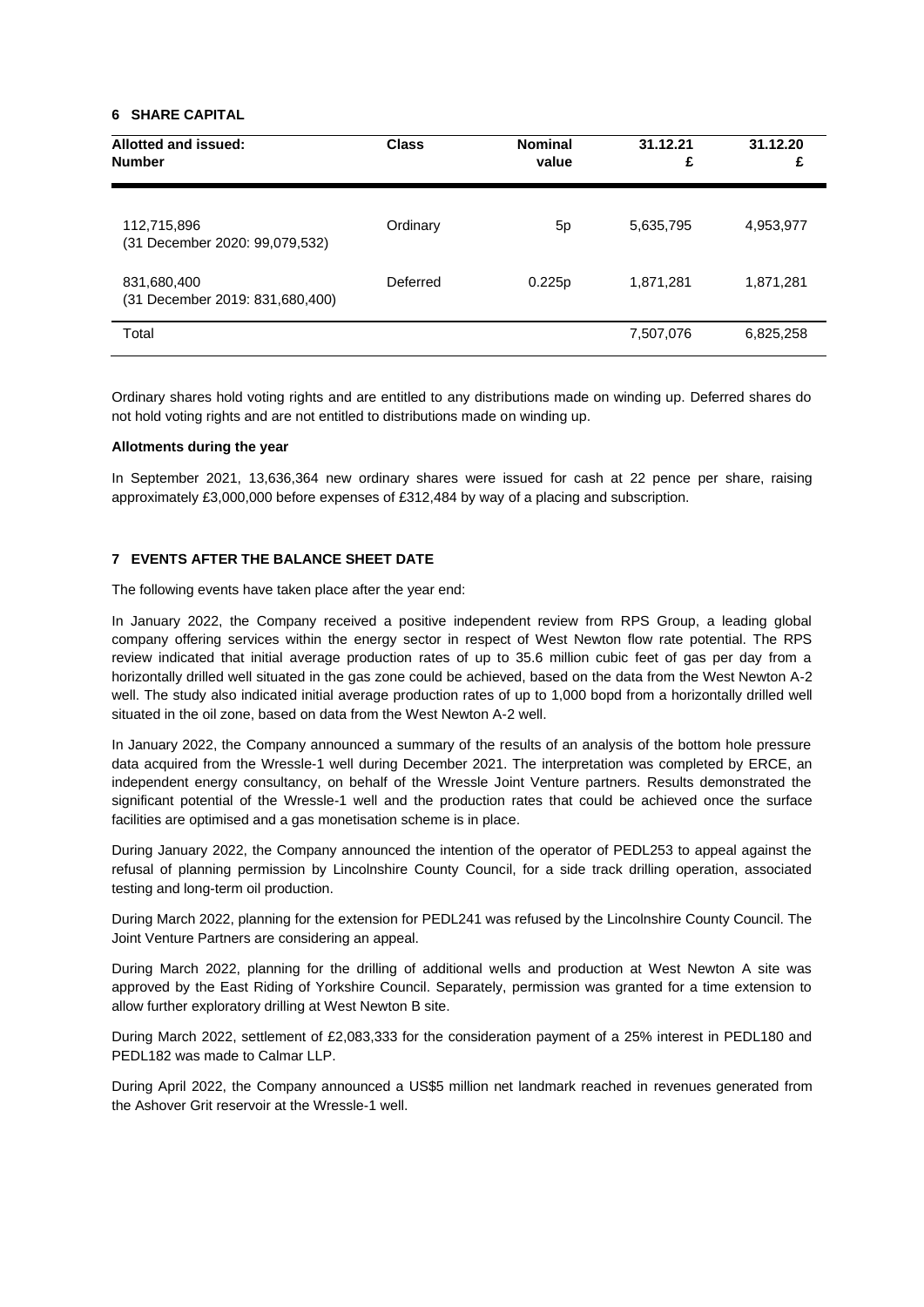**6 SHARE CAPITAL**

| Allotted and issued: Number | Class | Nominal value | 31.12.21 £ | 31.12.20 £ |
|---|---|---|---|---|
| 112,715,896 (31 December 2020: 99,079,532) | Ordinary | 5p | 5,635,795 | 4,953,977 |
| 831,680,400 (31 December 2019: 831,680,400) | Deferred | 0.225p | 1,871,281 | 1,871,281 |
| Total | | | 7,507,076 | 6,825,258 |

Ordinary shares hold voting rights and are entitled to any distributions made on winding up. Deferred shares do not hold voting rights and are not entitled to distributions made on winding up.

**Allotments during the year**

In September 2021, 13,636,364 new ordinary shares were issued for cash at 22 pence per share, raising approximately £3,000,000 before expenses of £312,484 by way of a placing and subscription.

**7 EVENTS AFTER THE BALANCE SHEET DATE**

The following events have taken place after the year end:

In January 2022, the Company received a positive independent review from RPS Group, a leading global company offering services within the energy sector in respect of West Newton flow rate potential. The RPS review indicated that initial average production rates of up to 35.6 million cubic feet of gas per day from a horizontally drilled well situated in the gas zone could be achieved, based on the data from the West Newton A-2 well. The study also indicated initial average production rates of up to 1,000 bopd from a horizontally drilled well situated in the oil zone, based on data from the West Newton A-2 well.

In January 2022, the Company announced a summary of the results of an analysis of the bottom hole pressure data acquired from the Wressle-1 well during December 2021. The interpretation was completed by ERCE, an independent energy consultancy, on behalf of the Wressle Joint Venture partners. Results demonstrated the significant potential of the Wressle-1 well and the production rates that could be achieved once the surface facilities are optimised and a gas monetisation scheme is in place.

During January 2022, the Company announced the intention of the operator of PEDL253 to appeal against the refusal of planning permission by Lincolnshire County Council, for a side track drilling operation, associated testing and long-term oil production.

During March 2022, planning for the extension for PEDL241 was refused by the Lincolnshire County Council. The Joint Venture Partners are considering an appeal.

During March 2022, planning for the drilling of additional wells and production at West Newton A site was approved by the East Riding of Yorkshire Council. Separately, permission was granted for a time extension to allow further exploratory drilling at West Newton B site.

During March 2022, settlement of £2,083,333 for the consideration payment of a 25% interest in PEDL180 and PEDL182 was made to Calmar LLP.

During April 2022, the Company announced a US$5 million net landmark reached in revenues generated from the Ashover Grit reservoir at the Wressle-1 well.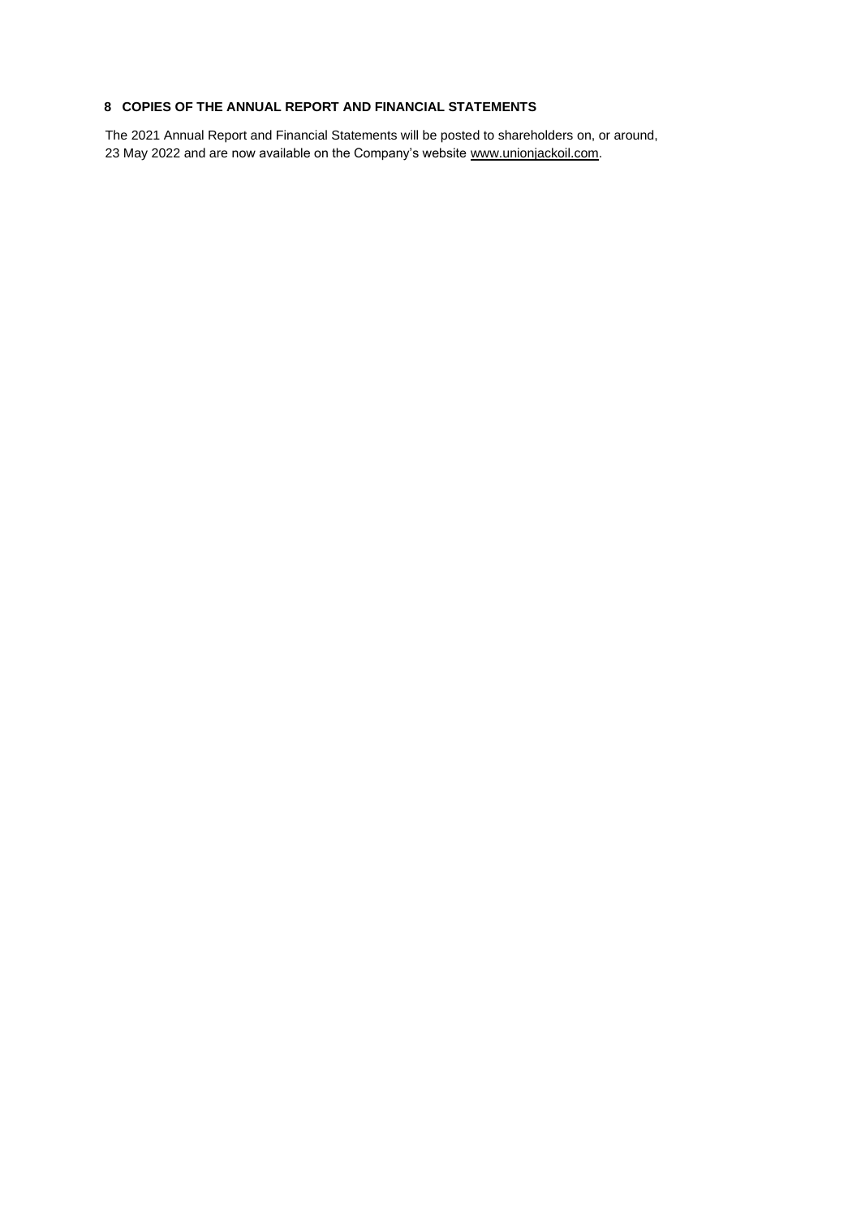## 8 COPIES OF THE ANNUAL REPORT AND FINANCIAL STATEMENTS

The 2021 Annual Report and Financial Statements will be posted to shareholders on, or around, 23 May 2022 and are now available on the Company's website www.unionjackoil.com.